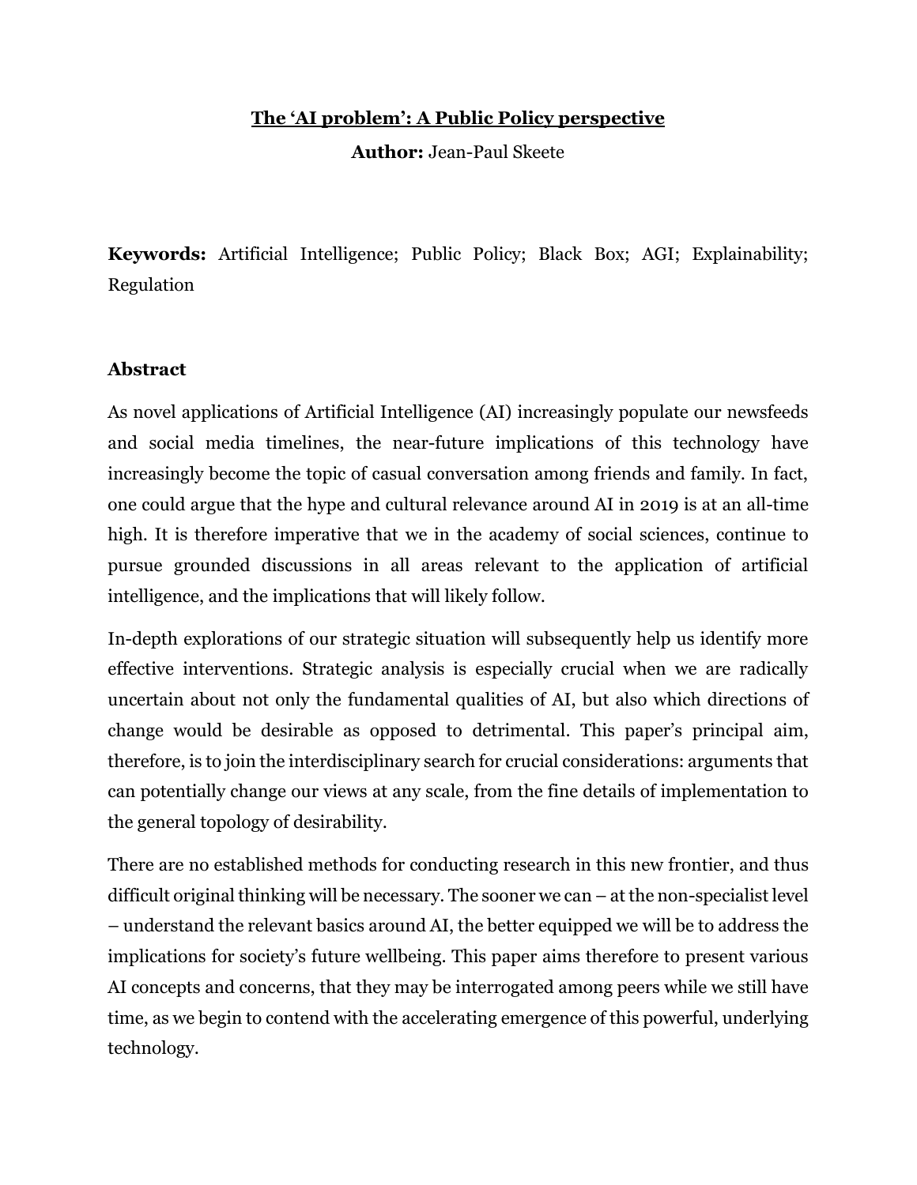# The 'AI problem': A Public Policy perspective

**Author:** Jean-Paul Skeete

**Keywords:** Artificial Intelligence; Public Policy; Black Box; AGI; Explainability; Regulation

## Abstract

As novel applications of Artificial Intelligence (AI) increasingly populate our newsfeeds and social media timelines, the near-future implications of this technology have increasingly become the topic of casual conversation among friends and family. In fact, one could argue that the hype and cultural relevance around AI in 2019 is at an all-time high. It is therefore imperative that we in the academy of social sciences, continue to pursue grounded discussions in all areas relevant to the application of artificial intelligence, and the implications that will likely follow.

In-depth explorations of our strategic situation will subsequently help us identify more effective interventions. Strategic analysis is especially crucial when we are radically uncertain about not only the fundamental qualities of AI, but also which directions of change would be desirable as opposed to detrimental. This paper's principal aim, therefore, is to join the interdisciplinary search for crucial considerations: arguments that can potentially change our views at any scale, from the fine details of implementation to the general topology of desirability.

There are no established methods for conducting research in this new frontier, and thus difficult original thinking will be necessary. The sooner we can – at the non-specialist level – understand the relevant basics around AI, the better equipped we will be to address the implications for society's future wellbeing. This paper aims therefore to present various AI concepts and concerns, that they may be interrogated among peers while we still have time, as we begin to contend with the accelerating emergence of this powerful, underlying technology.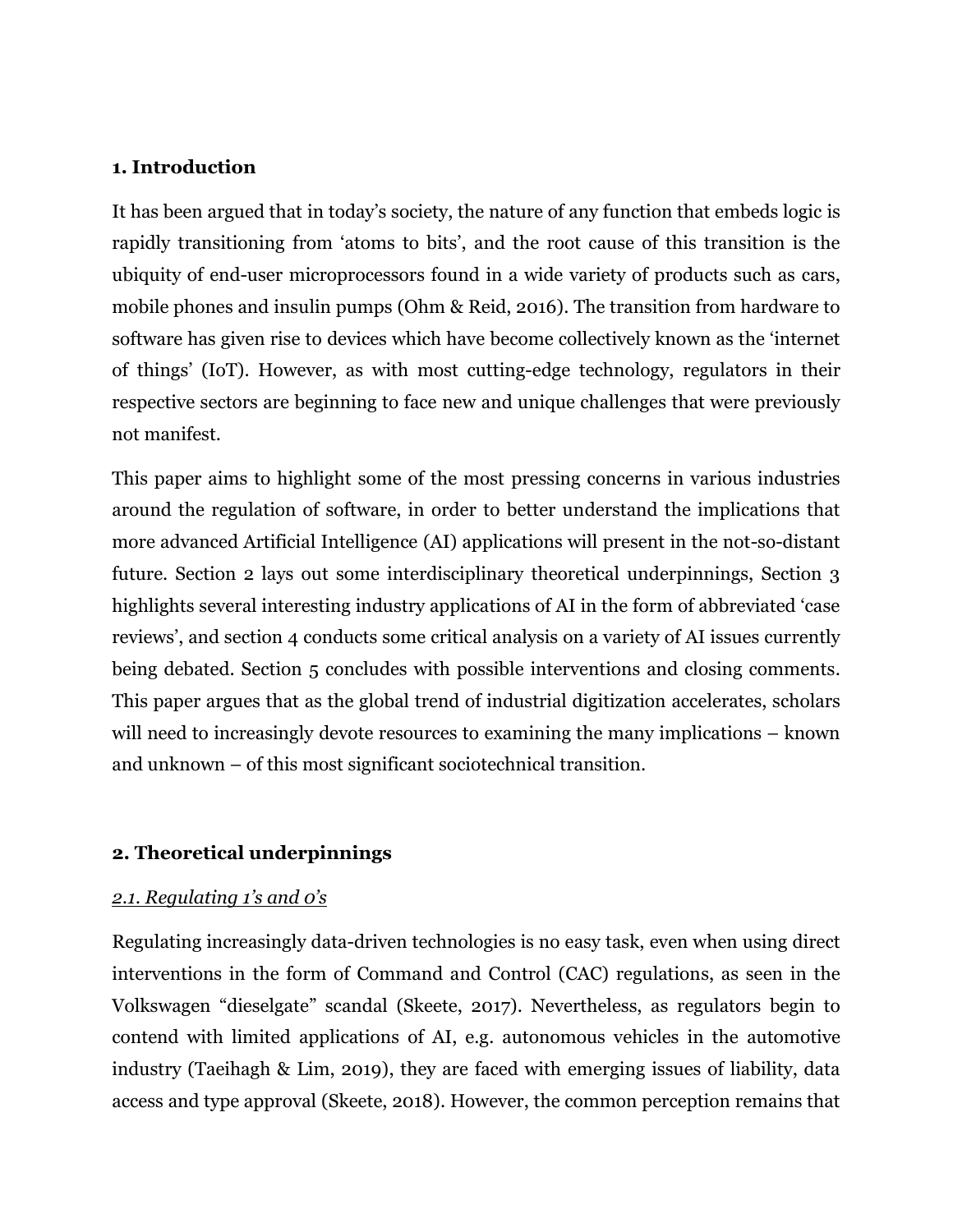## 1. Introduction

It has been argued that in today's society, the nature of any function that embeds logic is rapidly transitioning from 'atoms to bits', and the root cause of this transition is the ubiquity of end-user microprocessors found in a wide variety of products such as cars, mobile phones and insulin pumps (Ohm & Reid, 2016). The transition from hardware to software has given rise to devices which have become collectively known as the 'internet of things' (IoT). However, as with most cutting-edge technology, regulators in their respective sectors are beginning to face new and unique challenges that were previously not manifest.

This paper aims to highlight some of the most pressing concerns in various industries around the regulation of software, in order to better understand the implications that more advanced Artificial Intelligence (AI) applications will present in the not-so-distant future. Section 2 lays out some interdisciplinary theoretical underpinnings, Section 3 highlights several interesting industry applications of AI in the form of abbreviated 'case reviews', and section 4 conducts some critical analysis on a variety of AI issues currently being debated. Section 5 concludes with possible interventions and closing comments. This paper argues that as the global trend of industrial digitization accelerates, scholars will need to increasingly devote resources to examining the many implications – known and unknown – of this most significant sociotechnical transition.

## 2. Theoretical underpinnings

### *2.1. Regulating 1's and 0's*

Regulating increasingly data-driven technologies is no easy task, even when using direct interventions in the form of Command and Control (CAC) regulations, as seen in the Volkswagen "dieselgate" scandal (Skeete, 2017). Nevertheless, as regulators begin to contend with limited applications of AI, e.g. autonomous vehicles in the automotive industry (Taeihagh & Lim, 2019), they are faced with emerging issues of liability, data access and type approval (Skeete, 2018). However, the common perception remains that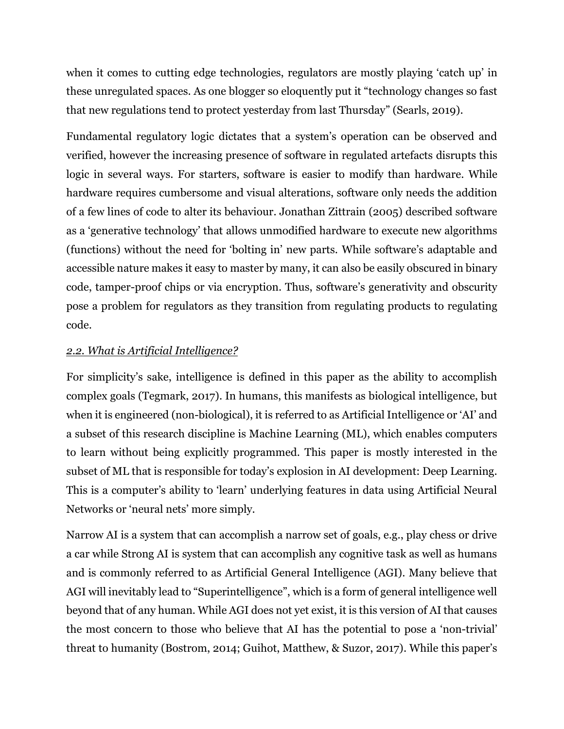when it comes to cutting edge technologies, regulators are mostly playing 'catch up' in these unregulated spaces. As one blogger so eloquently put it "technology changes so fast that new regulations tend to protect yesterday from last Thursday" (Searls, 2019).

Fundamental regulatory logic dictates that a system's operation can be observed and verified, however the increasing presence of software in regulated artefacts disrupts this logic in several ways. For starters, software is easier to modify than hardware. While hardware requires cumbersome and visual alterations, software only needs the addition of a few lines of code to alter its behaviour. Jonathan Zittrain (2005) described software as a 'generative technology' that allows unmodified hardware to execute new algorithms (functions) without the need for 'bolting in' new parts. While software's adaptable and accessible nature makes it easy to master by many, it can also be easily obscured in binary code, tamper-proof chips or via encryption. Thus, software's generativity and obscurity pose a problem for regulators as they transition from regulating products to regulating code.

### *2.2. What is Artificial Intelligence?*

For simplicity's sake, intelligence is defined in this paper as the ability to accomplish complex goals (Tegmark, 2017). In humans, this manifests as biological intelligence, but when it is engineered (non-biological), it is referred to as Artificial Intelligence or 'AI' and a subset of this research discipline is Machine Learning (ML), which enables computers to learn without being explicitly programmed. This paper is mostly interested in the subset of ML that is responsible for today's explosion in AI development: Deep Learning. This is a computer's ability to 'learn' underlying features in data using Artificial Neural Networks or 'neural nets' more simply.

Narrow AI is a system that can accomplish a narrow set of goals, e.g., play chess or drive a car while Strong AI is system that can accomplish any cognitive task as well as humans and is commonly referred to as Artificial General Intelligence (AGI). Many believe that AGI will inevitably lead to "Superintelligence", which is a form of general intelligence well beyond that of any human. While AGI does not yet exist, it is this version of AI that causes the most concern to those who believe that AI has the potential to pose a 'non-trivial' threat to humanity (Bostrom, 2014; Guihot, Matthew, & Suzor, 2017). While this paper's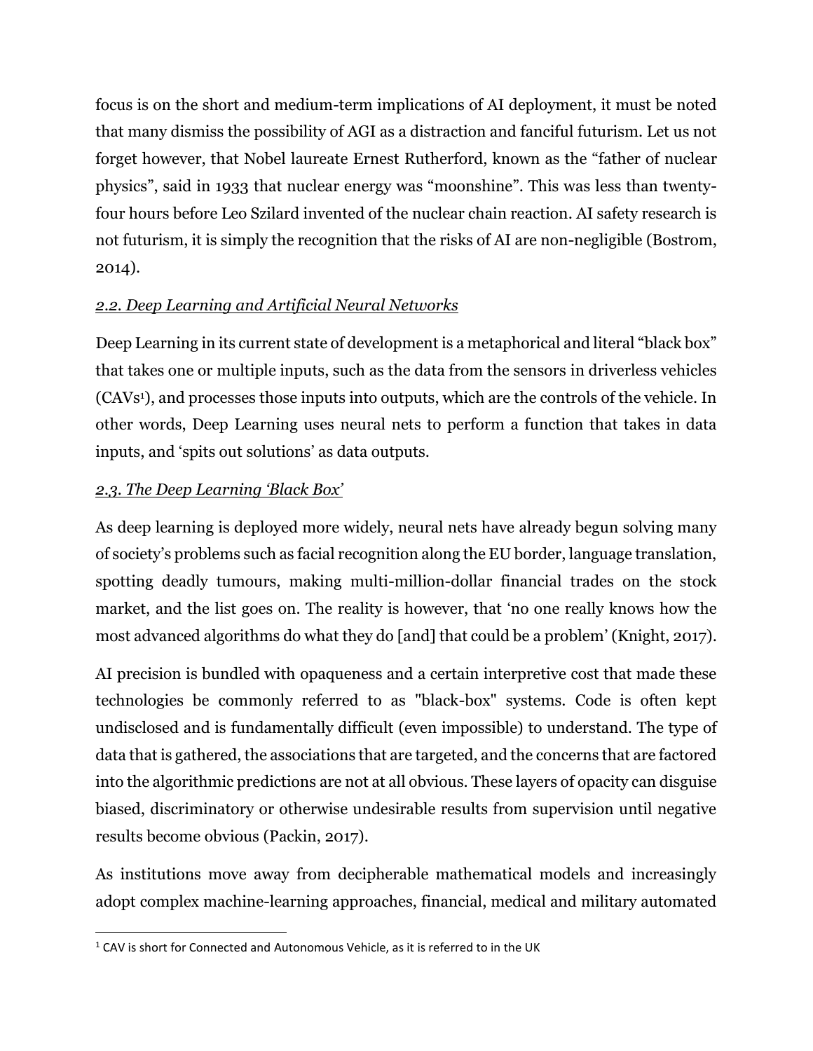focus is on the short and medium-term implications of AI deployment, it must be noted that many dismiss the possibility of AGI as a distraction and fanciful futurism. Let us not forget however, that Nobel laureate Ernest Rutherford, known as the "father of nuclear physics", said in 1933 that nuclear energy was "moonshine". This was less than twenty-four hours before Leo Szilard invented of the nuclear chain reaction. AI safety research is not futurism, it is simply the recognition that the risks of AI are non-negligible (Bostrom, 2014).

### *2.2. Deep Learning and Artificial Neural Networks*

Deep Learning in its current state of development is a metaphorical and literal "black box" that takes one or multiple inputs, such as the data from the sensors in driverless vehicles (CAVs[1]), and processes those inputs into outputs, which are the controls of the vehicle. In other words, Deep Learning uses neural nets to perform a function that takes in data inputs, and 'spits out solutions' as data outputs.

### *2.3. The Deep Learning 'Black Box'*

As deep learning is deployed more widely, neural nets have already begun solving many of society's problems such as facial recognition along the EU border, language translation, spotting deadly tumours, making multi-million-dollar financial trades on the stock market, and the list goes on. The reality is however, that 'no one really knows how the most advanced algorithms do what they do [and] that could be a problem' (Knight, 2017).

AI precision is bundled with opaqueness and a certain interpretive cost that made these technologies be commonly referred to as "black-box" systems. Code is often kept undisclosed and is fundamentally difficult (even impossible) to understand. The type of data that is gathered, the associations that are targeted, and the concerns that are factored into the algorithmic predictions are not at all obvious. These layers of opacity can disguise biased, discriminatory or otherwise undesirable results from supervision until negative results become obvious (Packin, 2017).

As institutions move away from decipherable mathematical models and increasingly adopt complex machine-learning approaches, financial, medical and military automated

[1] CAV is short for Connected and Autonomous Vehicle, as it is referred to in the UK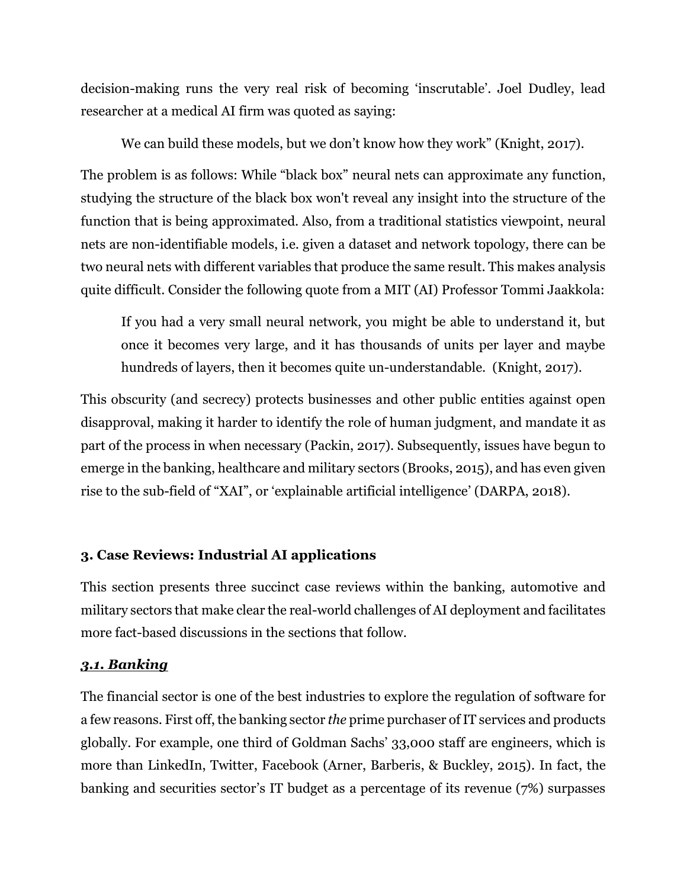decision-making runs the very real risk of becoming 'inscrutable'. Joel Dudley, lead researcher at a medical AI firm was quoted as saying:

> We can build these models, but we don't know how they work" (Knight, 2017).

The problem is as follows: While "black box" neural nets can approximate any function, studying the structure of the black box won't reveal any insight into the structure of the function that is being approximated. Also, from a traditional statistics viewpoint, neural nets are non-identifiable models, i.e. given a dataset and network topology, there can be two neural nets with different variables that produce the same result. This makes analysis quite difficult. Consider the following quote from a MIT (AI) Professor Tommi Jaakkola:

> If you had a very small neural network, you might be able to understand it, but once it becomes very large, and it has thousands of units per layer and maybe hundreds of layers, then it becomes quite un-understandable. (Knight, 2017).

This obscurity (and secrecy) protects businesses and other public entities against open disapproval, making it harder to identify the role of human judgment, and mandate it as part of the process in when necessary (Packin, 2017). Subsequently, issues have begun to emerge in the banking, healthcare and military sectors (Brooks, 2015), and has even given rise to the sub-field of "XAI", or 'explainable artificial intelligence' (DARPA, 2018).

## 3. Case Reviews: Industrial AI applications

This section presents three succinct case reviews within the banking, automotive and military sectors that make clear the real-world challenges of AI deployment and facilitates more fact-based discussions in the sections that follow.

### ***3.1. Banking***

The financial sector is one of the best industries to explore the regulation of software for a few reasons. First off, the banking sector *the* prime purchaser of IT services and products globally. For example, one third of Goldman Sachs' 33,000 staff are engineers, which is more than LinkedIn, Twitter, Facebook (Arner, Barberis, & Buckley, 2015). In fact, the banking and securities sector's IT budget as a percentage of its revenue (7%) surpasses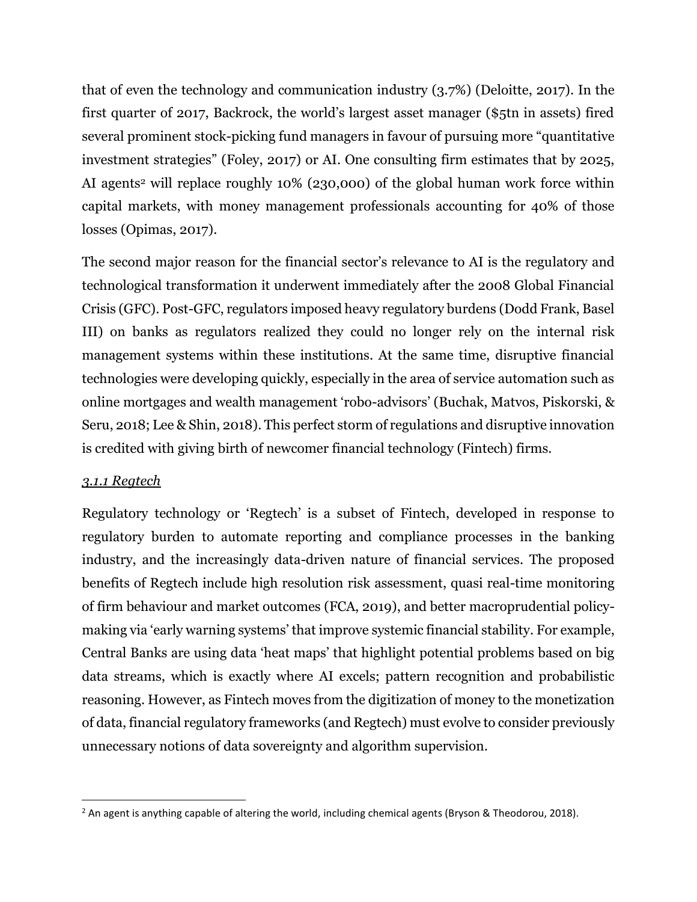that of even the technology and communication industry (3.7%) (Deloitte, 2017). In the first quarter of 2017, Backrock, the world's largest asset manager ($5tn in assets) fired several prominent stock-picking fund managers in favour of pursuing more "quantitative investment strategies" (Foley, 2017) or AI. One consulting firm estimates that by 2025, AI agents[2] will replace roughly 10% (230,000) of the global human work force within capital markets, with money management professionals accounting for 40% of those losses (Opimas, 2017).

The second major reason for the financial sector's relevance to AI is the regulatory and technological transformation it underwent immediately after the 2008 Global Financial Crisis (GFC). Post-GFC, regulators imposed heavy regulatory burdens (Dodd Frank, Basel III) on banks as regulators realized they could no longer rely on the internal risk management systems within these institutions. At the same time, disruptive financial technologies were developing quickly, especially in the area of service automation such as online mortgages and wealth management 'robo-advisors' (Buchak, Matvos, Piskorski, & Seru, 2018; Lee & Shin, 2018). This perfect storm of regulations and disruptive innovation is credited with giving birth of newcomer financial technology (Fintech) firms.

#### *3.1.1 Regtech*

Regulatory technology or 'Regtech' is a subset of Fintech, developed in response to regulatory burden to automate reporting and compliance processes in the banking industry, and the increasingly data-driven nature of financial services. The proposed benefits of Regtech include high resolution risk assessment, quasi real-time monitoring of firm behaviour and market outcomes (FCA, 2019), and better macroprudential policy-making via 'early warning systems' that improve systemic financial stability. For example, Central Banks are using data 'heat maps' that highlight potential problems based on big data streams, which is exactly where AI excels; pattern recognition and probabilistic reasoning. However, as Fintech moves from the digitization of money to the monetization of data, financial regulatory frameworks (and Regtech) must evolve to consider previously unnecessary notions of data sovereignty and algorithm supervision.

[2] An agent is anything capable of altering the world, including chemical agents (Bryson & Theodorou, 2018).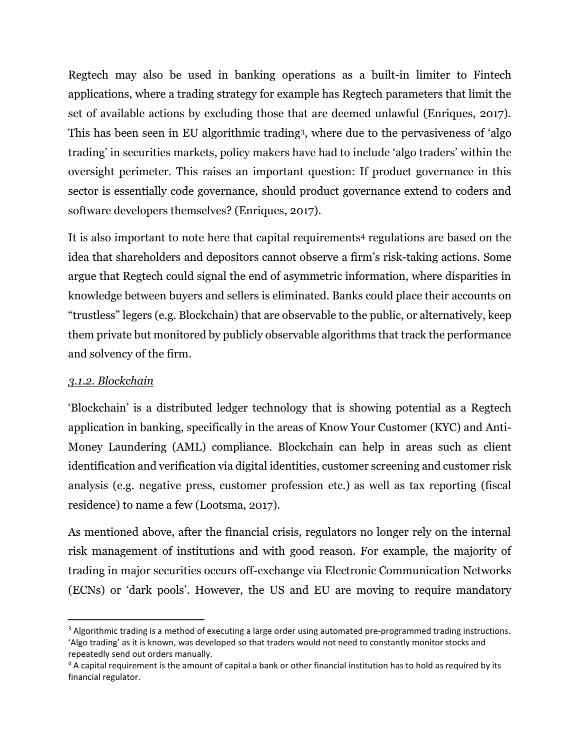Regtech may also be used in banking operations as a built-in limiter to Fintech applications, where a trading strategy for example has Regtech parameters that limit the set of available actions by excluding those that are deemed unlawful (Enriques, 2017). This has been seen in EU algorithmic trading[3], where due to the pervasiveness of 'algo trading' in securities markets, policy makers have had to include 'algo traders' within the oversight perimeter. This raises an important question: If product governance in this sector is essentially code governance, should product governance extend to coders and software developers themselves? (Enriques, 2017).

It is also important to note here that capital requirements[4] regulations are based on the idea that shareholders and depositors cannot observe a firm's risk-taking actions. Some argue that Regtech could signal the end of asymmetric information, where disparities in knowledge between buyers and sellers is eliminated. Banks could place their accounts on "trustless" legers (e.g. Blockchain) that are observable to the public, or alternatively, keep them private but monitored by publicly observable algorithms that track the performance and solvency of the firm.

### *3.1.2. Blockchain*

'Blockchain' is a distributed ledger technology that is showing potential as a Regtech application in banking, specifically in the areas of Know Your Customer (KYC) and Anti-Money Laundering (AML) compliance. Blockchain can help in areas such as client identification and verification via digital identities, customer screening and customer risk analysis (e.g. negative press, customer profession etc.) as well as tax reporting (fiscal residence) to name a few (Lootsma, 2017).

As mentioned above, after the financial crisis, regulators no longer rely on the internal risk management of institutions and with good reason. For example, the majority of trading in major securities occurs off-exchange via Electronic Communication Networks (ECNs) or 'dark pools'. However, the US and EU are moving to require mandatory

---

[3] Algorithmic trading is a method of executing a large order using automated pre-programmed trading instructions. 'Algo trading' as it is known, was developed so that traders would not need to constantly monitor stocks and repeatedly send out orders manually.

[4] A capital requirement is the amount of capital a bank or other financial institution has to hold as required by its financial regulator.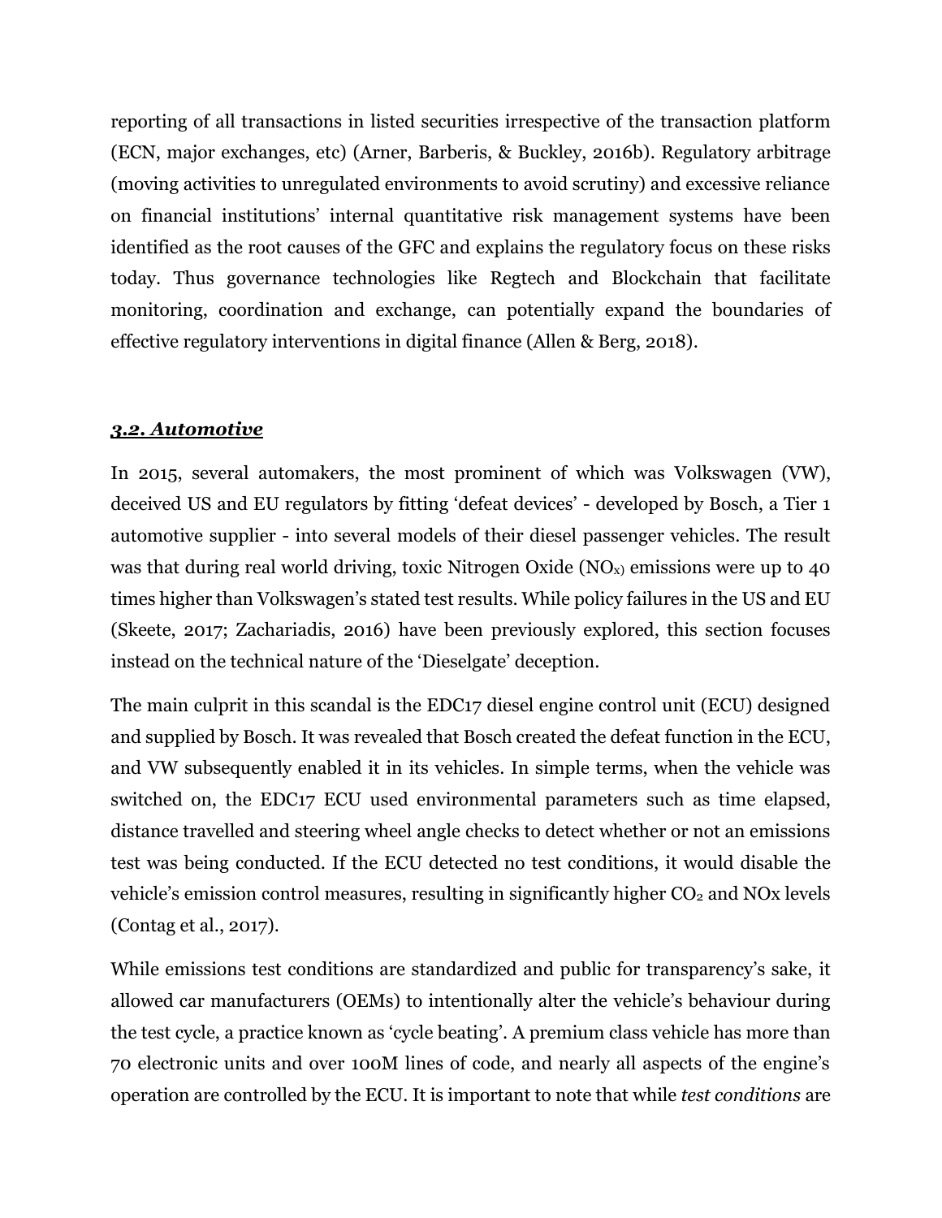reporting of all transactions in listed securities irrespective of the transaction platform (ECN, major exchanges, etc) (Arner, Barberis, & Buckley, 2016b). Regulatory arbitrage (moving activities to unregulated environments to avoid scrutiny) and excessive reliance on financial institutions' internal quantitative risk management systems have been identified as the root causes of the GFC and explains the regulatory focus on these risks today. Thus governance technologies like Regtech and Blockchain that facilitate monitoring, coordination and exchange, can potentially expand the boundaries of effective regulatory interventions in digital finance (Allen & Berg, 2018).

### ***3.2. Automotive***

In 2015, several automakers, the most prominent of which was Volkswagen (VW), deceived US and EU regulators by fitting 'defeat devices' - developed by Bosch, a Tier 1 automotive supplier - into several models of their diesel passenger vehicles. The result was that during real world driving, toxic Nitrogen Oxide ($NO_X$) emissions were up to 40 times higher than Volkswagen's stated test results. While policy failures in the US and EU (Skeete, 2017; Zachariadis, 2016) have been previously explored, this section focuses instead on the technical nature of the 'Dieselgate' deception.

The main culprit in this scandal is the EDC17 diesel engine control unit (ECU) designed and supplied by Bosch. It was revealed that Bosch created the defeat function in the ECU, and VW subsequently enabled it in its vehicles. In simple terms, when the vehicle was switched on, the EDC17 ECU used environmental parameters such as time elapsed, distance travelled and steering wheel angle checks to detect whether or not an emissions test was being conducted. If the ECU detected no test conditions, it would disable the vehicle's emission control measures, resulting in significantly higher $CO_2$ and NOx levels (Contag et al., 2017).

While emissions test conditions are standardized and public for transparency's sake, it allowed car manufacturers (OEMs) to intentionally alter the vehicle's behaviour during the test cycle, a practice known as 'cycle beating'. A premium class vehicle has more than 70 electronic units and over 100M lines of code, and nearly all aspects of the engine's operation are controlled by the ECU. It is important to note that while *test conditions* are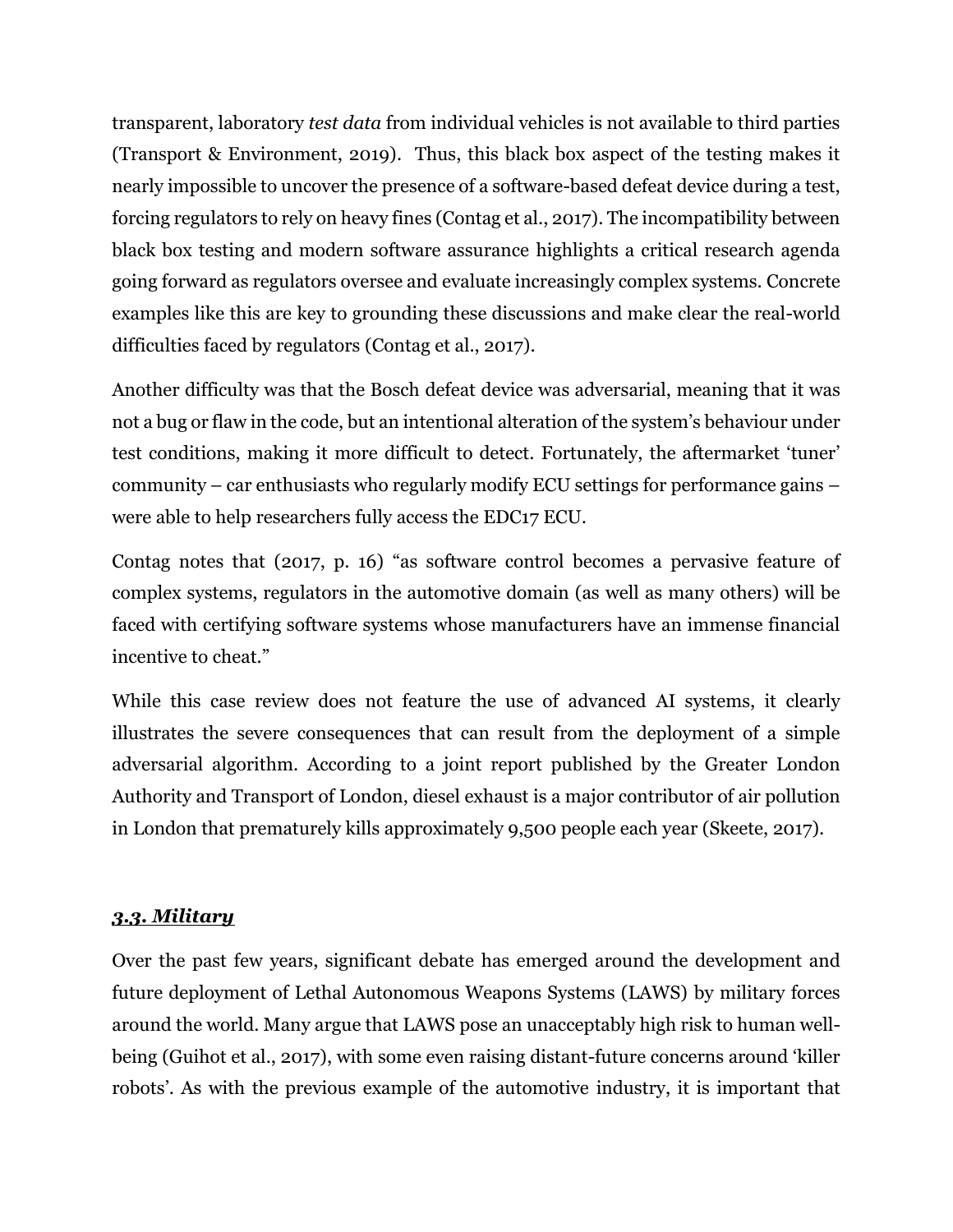transparent, laboratory *test data* from individual vehicles is not available to third parties (Transport & Environment, 2019). Thus, this black box aspect of the testing makes it nearly impossible to uncover the presence of a software-based defeat device during a test, forcing regulators to rely on heavy fines (Contag et al., 2017). The incompatibility between black box testing and modern software assurance highlights a critical research agenda going forward as regulators oversee and evaluate increasingly complex systems. Concrete examples like this are key to grounding these discussions and make clear the real-world difficulties faced by regulators (Contag et al., 2017).

Another difficulty was that the Bosch defeat device was adversarial, meaning that it was not a bug or flaw in the code, but an intentional alteration of the system's behaviour under test conditions, making it more difficult to detect. Fortunately, the aftermarket 'tuner' community – car enthusiasts who regularly modify ECU settings for performance gains – were able to help researchers fully access the EDC17 ECU.

Contag notes that (2017, p. 16) "as software control becomes a pervasive feature of complex systems, regulators in the automotive domain (as well as many others) will be faced with certifying software systems whose manufacturers have an immense financial incentive to cheat."

While this case review does not feature the use of advanced AI systems, it clearly illustrates the severe consequences that can result from the deployment of a simple adversarial algorithm. According to a joint report published by the Greater London Authority and Transport of London, diesel exhaust is a major contributor of air pollution in London that prematurely kills approximately 9,500 people each year (Skeete, 2017).

### ***3.3. Military***

Over the past few years, significant debate has emerged around the development and future deployment of Lethal Autonomous Weapons Systems (LAWS) by military forces around the world. Many argue that LAWS pose an unacceptably high risk to human well-being (Guihot et al., 2017), with some even raising distant-future concerns around 'killer robots'. As with the previous example of the automotive industry, it is important that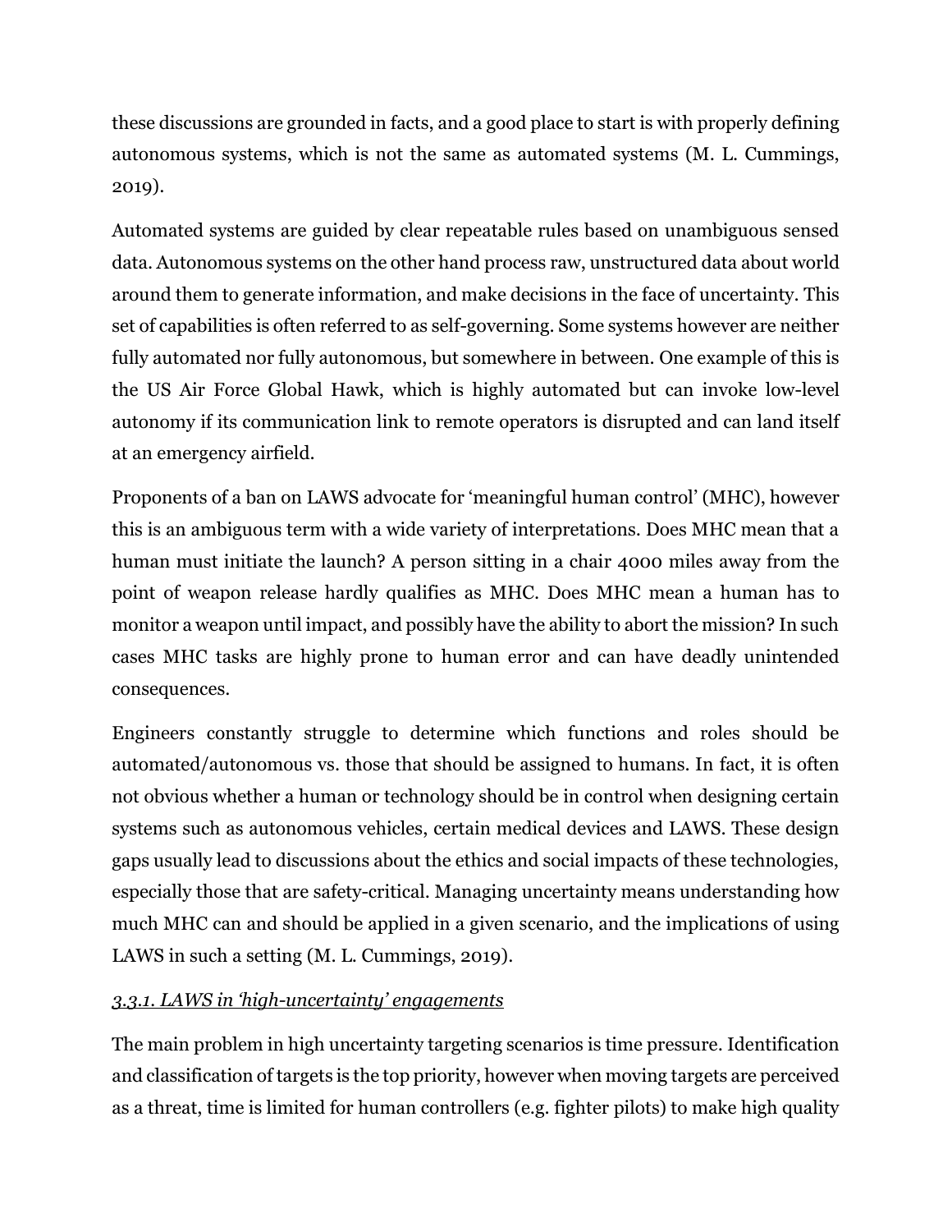these discussions are grounded in facts, and a good place to start is with properly defining autonomous systems, which is not the same as automated systems (M. L. Cummings, 2019).

Automated systems are guided by clear repeatable rules based on unambiguous sensed data. Autonomous systems on the other hand process raw, unstructured data about world around them to generate information, and make decisions in the face of uncertainty. This set of capabilities is often referred to as self-governing. Some systems however are neither fully automated nor fully autonomous, but somewhere in between. One example of this is the US Air Force Global Hawk, which is highly automated but can invoke low-level autonomy if its communication link to remote operators is disrupted and can land itself at an emergency airfield.

Proponents of a ban on LAWS advocate for 'meaningful human control' (MHC), however this is an ambiguous term with a wide variety of interpretations. Does MHC mean that a human must initiate the launch? A person sitting in a chair 4000 miles away from the point of weapon release hardly qualifies as MHC. Does MHC mean a human has to monitor a weapon until impact, and possibly have the ability to abort the mission? In such cases MHC tasks are highly prone to human error and can have deadly unintended consequences.

Engineers constantly struggle to determine which functions and roles should be automated/autonomous vs. those that should be assigned to humans. In fact, it is often not obvious whether a human or technology should be in control when designing certain systems such as autonomous vehicles, certain medical devices and LAWS. These design gaps usually lead to discussions about the ethics and social impacts of these technologies, especially those that are safety-critical. Managing uncertainty means understanding how much MHC can and should be applied in a given scenario, and the implications of using LAWS in such a setting (M. L. Cummings, 2019).

#### *3.3.1. LAWS in 'high-uncertainty' engagements*

The main problem in high uncertainty targeting scenarios is time pressure. Identification and classification of targets is the top priority, however when moving targets are perceived as a threat, time is limited for human controllers (e.g. fighter pilots) to make high quality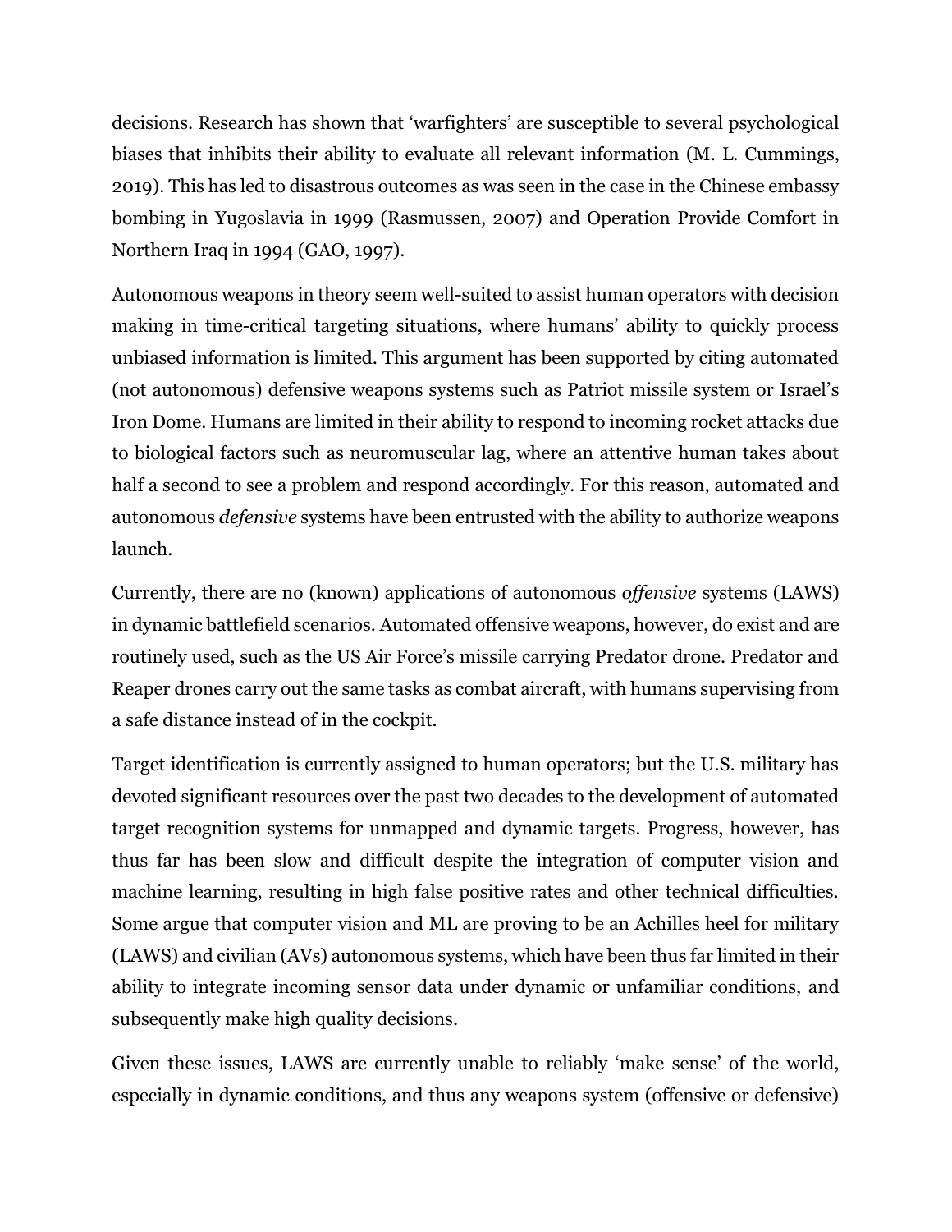decisions. Research has shown that 'warfighters' are susceptible to several psychological biases that inhibits their ability to evaluate all relevant information (M. L. Cummings, 2019). This has led to disastrous outcomes as was seen in the case in the Chinese embassy bombing in Yugoslavia in 1999 (Rasmussen, 2007) and Operation Provide Comfort in Northern Iraq in 1994 (GAO, 1997).

Autonomous weapons in theory seem well-suited to assist human operators with decision making in time-critical targeting situations, where humans' ability to quickly process unbiased information is limited. This argument has been supported by citing automated (not autonomous) defensive weapons systems such as Patriot missile system or Israel's Iron Dome. Humans are limited in their ability to respond to incoming rocket attacks due to biological factors such as neuromuscular lag, where an attentive human takes about half a second to see a problem and respond accordingly. For this reason, automated and autonomous *defensive* systems have been entrusted with the ability to authorize weapons launch.

Currently, there are no (known) applications of autonomous *offensive* systems (LAWS) in dynamic battlefield scenarios. Automated offensive weapons, however, do exist and are routinely used, such as the US Air Force's missile carrying Predator drone. Predator and Reaper drones carry out the same tasks as combat aircraft, with humans supervising from a safe distance instead of in the cockpit.

Target identification is currently assigned to human operators; but the U.S. military has devoted significant resources over the past two decades to the development of automated target recognition systems for unmapped and dynamic targets. Progress, however, has thus far has been slow and difficult despite the integration of computer vision and machine learning, resulting in high false positive rates and other technical difficulties. Some argue that computer vision and ML are proving to be an Achilles heel for military (LAWS) and civilian (AVs) autonomous systems, which have been thus far limited in their ability to integrate incoming sensor data under dynamic or unfamiliar conditions, and subsequently make high quality decisions.

Given these issues, LAWS are currently unable to reliably 'make sense' of the world, especially in dynamic conditions, and thus any weapons system (offensive or defensive)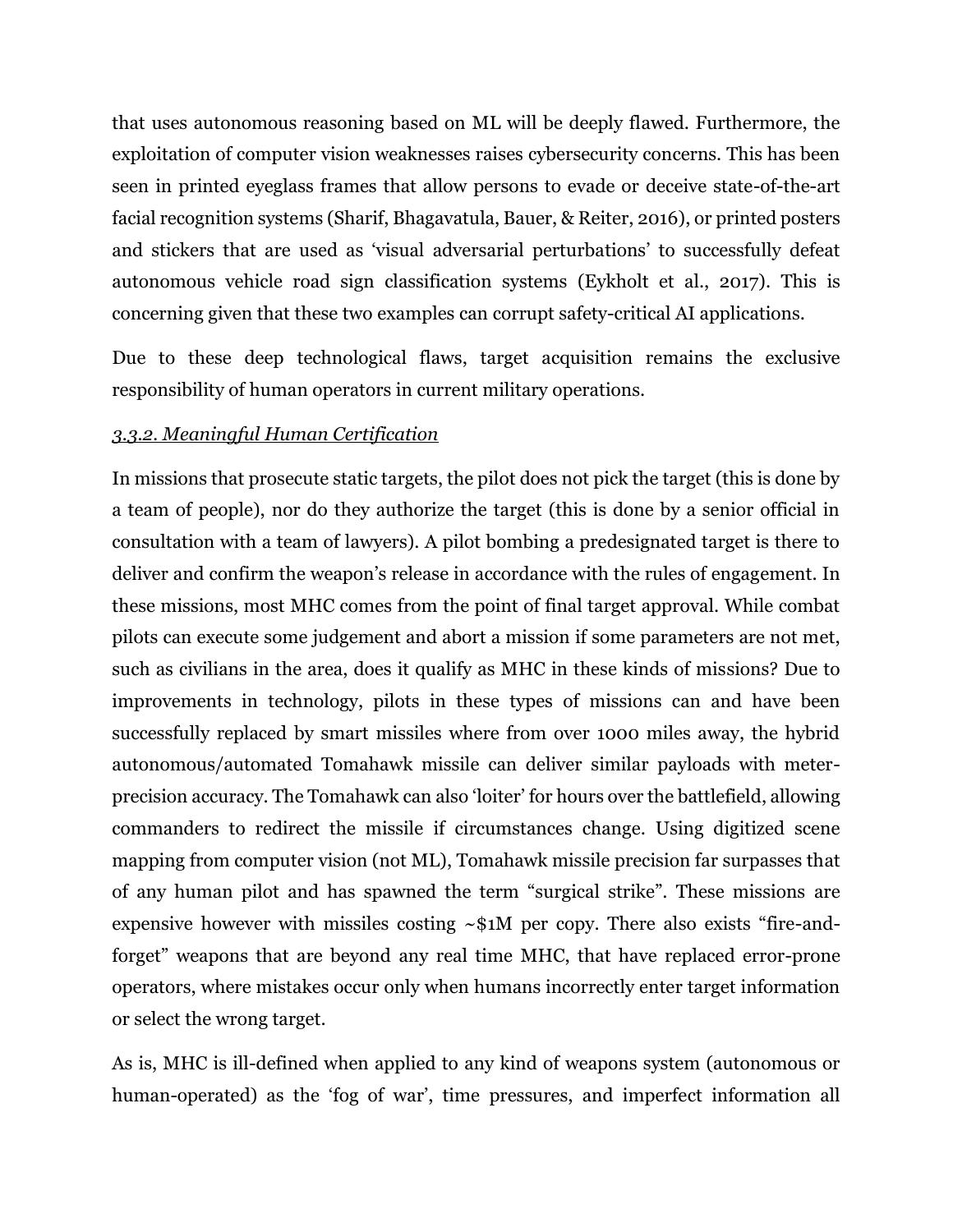that uses autonomous reasoning based on ML will be deeply flawed. Furthermore, the exploitation of computer vision weaknesses raises cybersecurity concerns. This has been seen in printed eyeglass frames that allow persons to evade or deceive state-of-the-art facial recognition systems (Sharif, Bhagavatula, Bauer, & Reiter, 2016), or printed posters and stickers that are used as 'visual adversarial perturbations' to successfully defeat autonomous vehicle road sign classification systems (Eykholt et al., 2017). This is concerning given that these two examples can corrupt safety-critical AI applications.

Due to these deep technological flaws, target acquisition remains the exclusive responsibility of human operators in current military operations.

### *3.3.2. Meaningful Human Certification*

In missions that prosecute static targets, the pilot does not pick the target (this is done by a team of people), nor do they authorize the target (this is done by a senior official in consultation with a team of lawyers). A pilot bombing a predesignated target is there to deliver and confirm the weapon's release in accordance with the rules of engagement. In these missions, most MHC comes from the point of final target approval. While combat pilots can execute some judgement and abort a mission if some parameters are not met, such as civilians in the area, does it qualify as MHC in these kinds of missions? Due to improvements in technology, pilots in these types of missions can and have been successfully replaced by smart missiles where from over 1000 miles away, the hybrid autonomous/automated Tomahawk missile can deliver similar payloads with meter-precision accuracy. The Tomahawk can also 'loiter' for hours over the battlefield, allowing commanders to redirect the missile if circumstances change. Using digitized scene mapping from computer vision (not ML), Tomahawk missile precision far surpasses that of any human pilot and has spawned the term "surgical strike". These missions are expensive however with missiles costing ~$1M per copy. There also exists "fire-and-forget" weapons that are beyond any real time MHC, that have replaced error-prone operators, where mistakes occur only when humans incorrectly enter target information or select the wrong target.

As is, MHC is ill-defined when applied to any kind of weapons system (autonomous or human-operated) as the 'fog of war', time pressures, and imperfect information all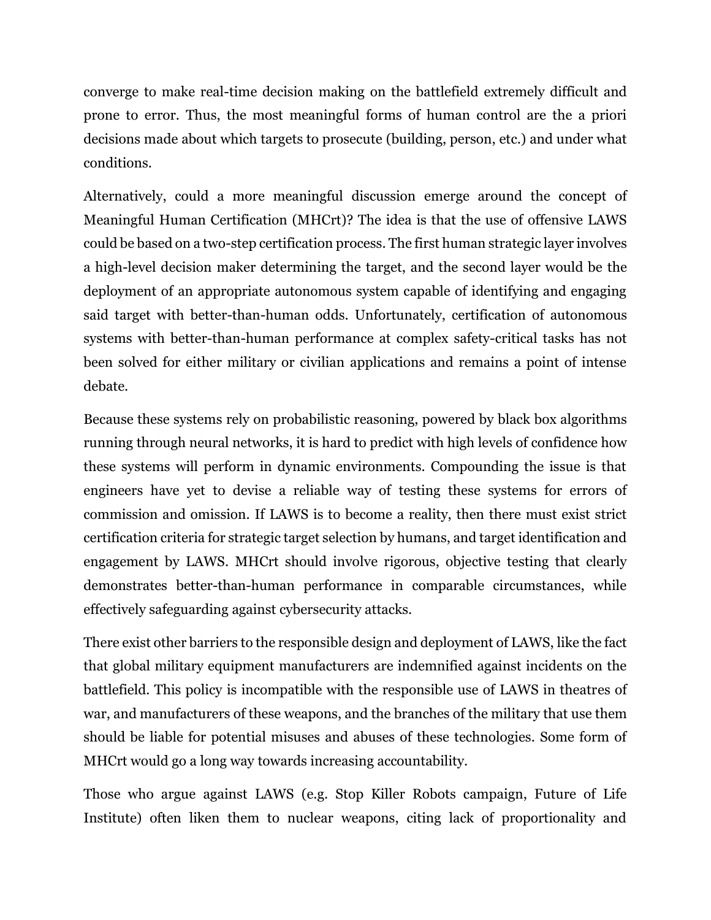converge to make real-time decision making on the battlefield extremely difficult and prone to error. Thus, the most meaningful forms of human control are the a priori decisions made about which targets to prosecute (building, person, etc.) and under what conditions.

Alternatively, could a more meaningful discussion emerge around the concept of Meaningful Human Certification (MHCrt)? The idea is that the use of offensive LAWS could be based on a two-step certification process. The first human strategic layer involves a high-level decision maker determining the target, and the second layer would be the deployment of an appropriate autonomous system capable of identifying and engaging said target with better-than-human odds. Unfortunately, certification of autonomous systems with better-than-human performance at complex safety-critical tasks has not been solved for either military or civilian applications and remains a point of intense debate.

Because these systems rely on probabilistic reasoning, powered by black box algorithms running through neural networks, it is hard to predict with high levels of confidence how these systems will perform in dynamic environments. Compounding the issue is that engineers have yet to devise a reliable way of testing these systems for errors of commission and omission. If LAWS is to become a reality, then there must exist strict certification criteria for strategic target selection by humans, and target identification and engagement by LAWS. MHCrt should involve rigorous, objective testing that clearly demonstrates better-than-human performance in comparable circumstances, while effectively safeguarding against cybersecurity attacks.

There exist other barriers to the responsible design and deployment of LAWS, like the fact that global military equipment manufacturers are indemnified against incidents on the battlefield. This policy is incompatible with the responsible use of LAWS in theatres of war, and manufacturers of these weapons, and the branches of the military that use them should be liable for potential misuses and abuses of these technologies. Some form of MHCrt would go a long way towards increasing accountability.

Those who argue against LAWS (e.g. Stop Killer Robots campaign, Future of Life Institute) often liken them to nuclear weapons, citing lack of proportionality and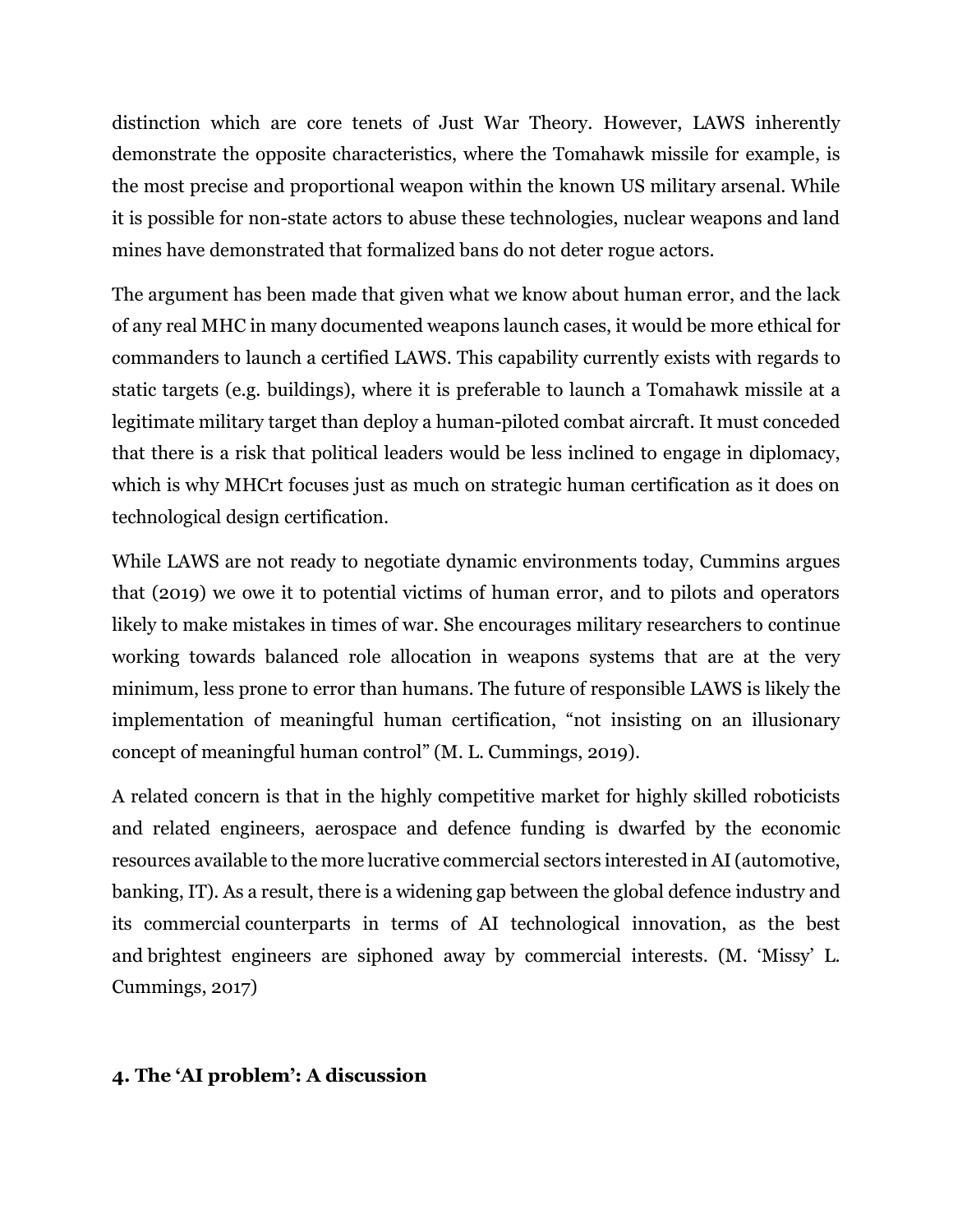distinction which are core tenets of Just War Theory. However, LAWS inherently demonstrate the opposite characteristics, where the Tomahawk missile for example, is the most precise and proportional weapon within the known US military arsenal. While it is possible for non-state actors to abuse these technologies, nuclear weapons and land mines have demonstrated that formalized bans do not deter rogue actors.

The argument has been made that given what we know about human error, and the lack of any real MHC in many documented weapons launch cases, it would be more ethical for commanders to launch a certified LAWS. This capability currently exists with regards to static targets (e.g. buildings), where it is preferable to launch a Tomahawk missile at a legitimate military target than deploy a human-piloted combat aircraft. It must conceded that there is a risk that political leaders would be less inclined to engage in diplomacy, which is why MHCrt focuses just as much on strategic human certification as it does on technological design certification.

While LAWS are not ready to negotiate dynamic environments today, Cummins argues that (2019) we owe it to potential victims of human error, and to pilots and operators likely to make mistakes in times of war. She encourages military researchers to continue working towards balanced role allocation in weapons systems that are at the very minimum, less prone to error than humans. The future of responsible LAWS is likely the implementation of meaningful human certification, "not insisting on an illusionary concept of meaningful human control" (M. L. Cummings, 2019).

A related concern is that in the highly competitive market for highly skilled roboticists and related engineers, aerospace and defence funding is dwarfed by the economic resources available to the more lucrative commercial sectors interested in AI (automotive, banking, IT). As a result, there is a widening gap between the global defence industry and its commercial counterparts in terms of AI technological innovation, as the best and brightest engineers are siphoned away by commercial interests. (M. 'Missy' L. Cummings, 2017)

## 4. The 'AI problem': A discussion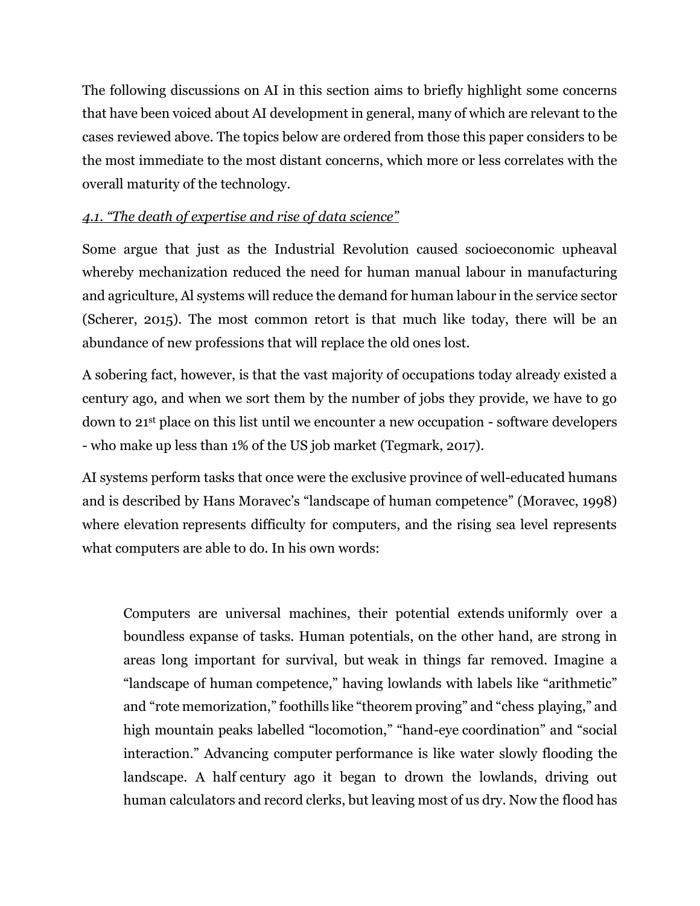The following discussions on AI in this section aims to briefly highlight some concerns that have been voiced about AI development in general, many of which are relevant to the cases reviewed above. The topics below are ordered from those this paper considers to be the most immediate to the most distant concerns, which more or less correlates with the overall maturity of the technology.

### *4.1. "The death of expertise and rise of data science"*

Some argue that just as the Industrial Revolution caused socioeconomic upheaval whereby mechanization reduced the need for human manual labour in manufacturing and agriculture, Al systems will reduce the demand for human labour in the service sector (Scherer, 2015). The most common retort is that much like today, there will be an abundance of new professions that will replace the old ones lost.

A sobering fact, however, is that the vast majority of occupations today already existed a century ago, and when we sort them by the number of jobs they provide, we have to go down to 21st place on this list until we encounter a new occupation - software developers - who make up less than 1% of the US job market (Tegmark, 2017).

AI systems perform tasks that once were the exclusive province of well-educated humans and is described by Hans Moravec's "landscape of human competence" (Moravec, 1998) where elevation represents difficulty for computers, and the rising sea level represents what computers are able to do. In his own words:

> Computers are universal machines, their potential extends uniformly over a boundless expanse of tasks. Human potentials, on the other hand, are strong in areas long important for survival, but weak in things far removed. Imagine a "landscape of human competence," having lowlands with labels like "arithmetic" and "rote memorization," foothills like "theorem proving" and "chess playing," and high mountain peaks labelled "locomotion," "hand-eye coordination" and "social interaction." Advancing computer performance is like water slowly flooding the landscape. A half century ago it began to drown the lowlands, driving out human calculators and record clerks, but leaving most of us dry. Now the flood has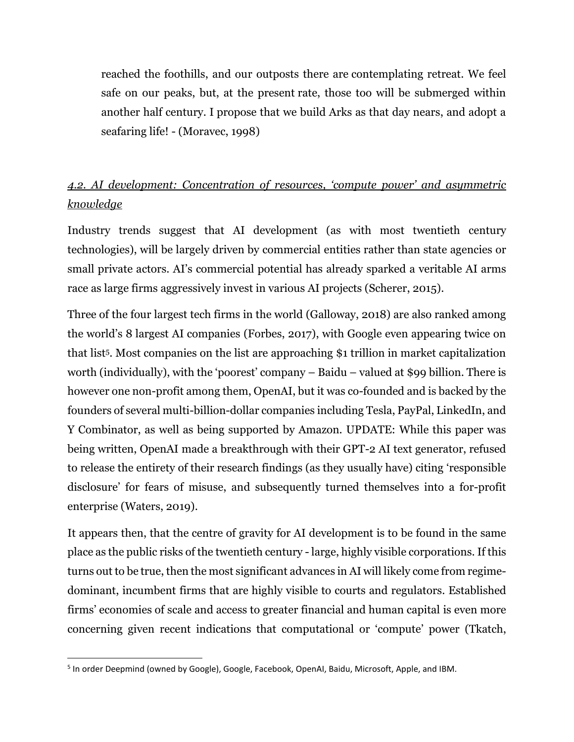> reached the foothills, and our outposts there are contemplating retreat. We feel safe on our peaks, but, at the present rate, those too will be submerged within another half century. I propose that we build Arks as that day nears, and adopt a seafaring life! - (Moravec, 1998)

### *4.2. AI development: Concentration of resources, 'compute power' and asymmetric knowledge*

Industry trends suggest that AI development (as with most twentieth century technologies), will be largely driven by commercial entities rather than state agencies or small private actors. AI's commercial potential has already sparked a veritable AI arms race as large firms aggressively invest in various AI projects (Scherer, 2015).

Three of the four largest tech firms in the world (Galloway, 2018) are also ranked among the world's 8 largest AI companies (Forbes, 2017), with Google even appearing twice on that list[5]. Most companies on the list are approaching $1 trillion in market capitalization worth (individually), with the 'poorest' company – Baidu – valued at $99 billion. There is however one non-profit among them, OpenAI, but it was co-founded and is backed by the founders of several multi-billion-dollar companies including Tesla, PayPal, LinkedIn, and Y Combinator, as well as being supported by Amazon. UPDATE: While this paper was being written, OpenAI made a breakthrough with their GPT-2 AI text generator, refused to release the entirety of their research findings (as they usually have) citing 'responsible disclosure' for fears of misuse, and subsequently turned themselves into a for-profit enterprise (Waters, 2019).

It appears then, that the centre of gravity for AI development is to be found in the same place as the public risks of the twentieth century - large, highly visible corporations. If this turns out to be true, then the most significant advances in AI will likely come from regime-dominant, incumbent firms that are highly visible to courts and regulators. Established firms' economies of scale and access to greater financial and human capital is even more concerning given recent indications that computational or 'compute' power (Tkatch,

[5] In order Deepmind (owned by Google), Google, Facebook, OpenAI, Baidu, Microsoft, Apple, and IBM.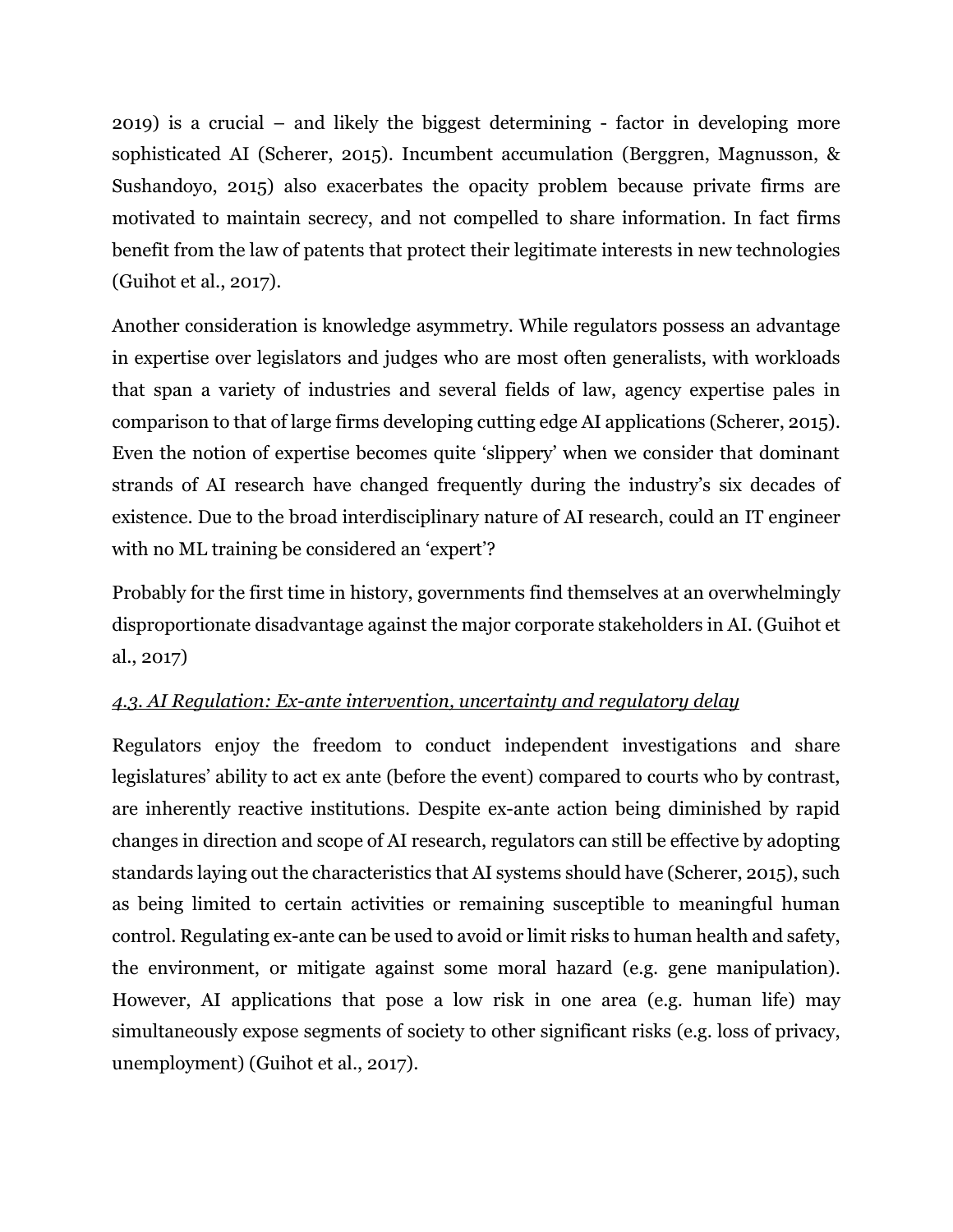2019) is a crucial – and likely the biggest determining - factor in developing more sophisticated AI (Scherer, 2015). Incumbent accumulation (Berggren, Magnusson, & Sushandoyo, 2015) also exacerbates the opacity problem because private firms are motivated to maintain secrecy, and not compelled to share information. In fact firms benefit from the law of patents that protect their legitimate interests in new technologies (Guihot et al., 2017).

Another consideration is knowledge asymmetry. While regulators possess an advantage in expertise over legislators and judges who are most often generalists, with workloads that span a variety of industries and several fields of law, agency expertise pales in comparison to that of large firms developing cutting edge AI applications (Scherer, 2015). Even the notion of expertise becomes quite 'slippery' when we consider that dominant strands of AI research have changed frequently during the industry's six decades of existence. Due to the broad interdisciplinary nature of AI research, could an IT engineer with no ML training be considered an 'expert'?

Probably for the first time in history, governments find themselves at an overwhelmingly disproportionate disadvantage against the major corporate stakeholders in AI. (Guihot et al., 2017)

### *4.3. AI Regulation: Ex-ante intervention, uncertainty and regulatory delay*

Regulators enjoy the freedom to conduct independent investigations and share legislatures' ability to act ex ante (before the event) compared to courts who by contrast, are inherently reactive institutions. Despite ex-ante action being diminished by rapid changes in direction and scope of AI research, regulators can still be effective by adopting standards laying out the characteristics that AI systems should have (Scherer, 2015), such as being limited to certain activities or remaining susceptible to meaningful human control. Regulating ex-ante can be used to avoid or limit risks to human health and safety, the environment, or mitigate against some moral hazard (e.g. gene manipulation). However, AI applications that pose a low risk in one area (e.g. human life) may simultaneously expose segments of society to other significant risks (e.g. loss of privacy, unemployment) (Guihot et al., 2017).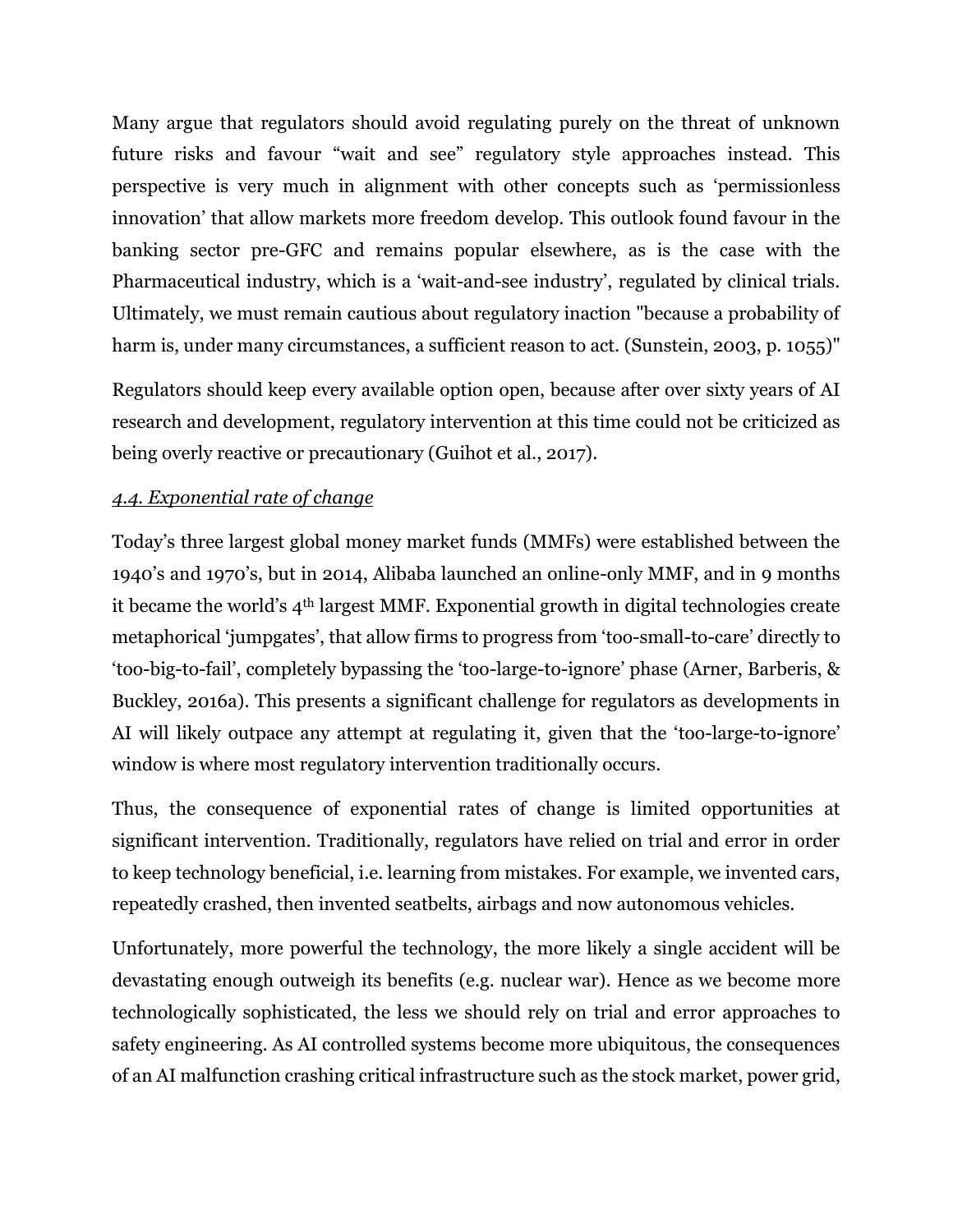Many argue that regulators should avoid regulating purely on the threat of unknown future risks and favour "wait and see" regulatory style approaches instead. This perspective is very much in alignment with other concepts such as 'permissionless innovation' that allow markets more freedom develop. This outlook found favour in the banking sector pre-GFC and remains popular elsewhere, as is the case with the Pharmaceutical industry, which is a 'wait-and-see industry', regulated by clinical trials. Ultimately, we must remain cautious about regulatory inaction "because a probability of harm is, under many circumstances, a sufficient reason to act. (Sunstein, 2003, p. 1055)"

Regulators should keep every available option open, because after over sixty years of AI research and development, regulatory intervention at this time could not be criticized as being overly reactive or precautionary (Guihot et al., 2017).

*4.4. Exponential rate of change*

Today's three largest global money market funds (MMFs) were established between the 1940's and 1970's, but in 2014, Alibaba launched an online-only MMF, and in 9 months it became the world's 4th largest MMF. Exponential growth in digital technologies create metaphorical 'jumpgates', that allow firms to progress from 'too-small-to-care' directly to 'too-big-to-fail', completely bypassing the 'too-large-to-ignore' phase (Arner, Barberis, & Buckley, 2016a). This presents a significant challenge for regulators as developments in AI will likely outpace any attempt at regulating it, given that the 'too-large-to-ignore' window is where most regulatory intervention traditionally occurs.

Thus, the consequence of exponential rates of change is limited opportunities at significant intervention. Traditionally, regulators have relied on trial and error in order to keep technology beneficial, i.e. learning from mistakes. For example, we invented cars, repeatedly crashed, then invented seatbelts, airbags and now autonomous vehicles.

Unfortunately, more powerful the technology, the more likely a single accident will be devastating enough outweigh its benefits (e.g. nuclear war). Hence as we become more technologically sophisticated, the less we should rely on trial and error approaches to safety engineering. As AI controlled systems become more ubiquitous, the consequences of an AI malfunction crashing critical infrastructure such as the stock market, power grid,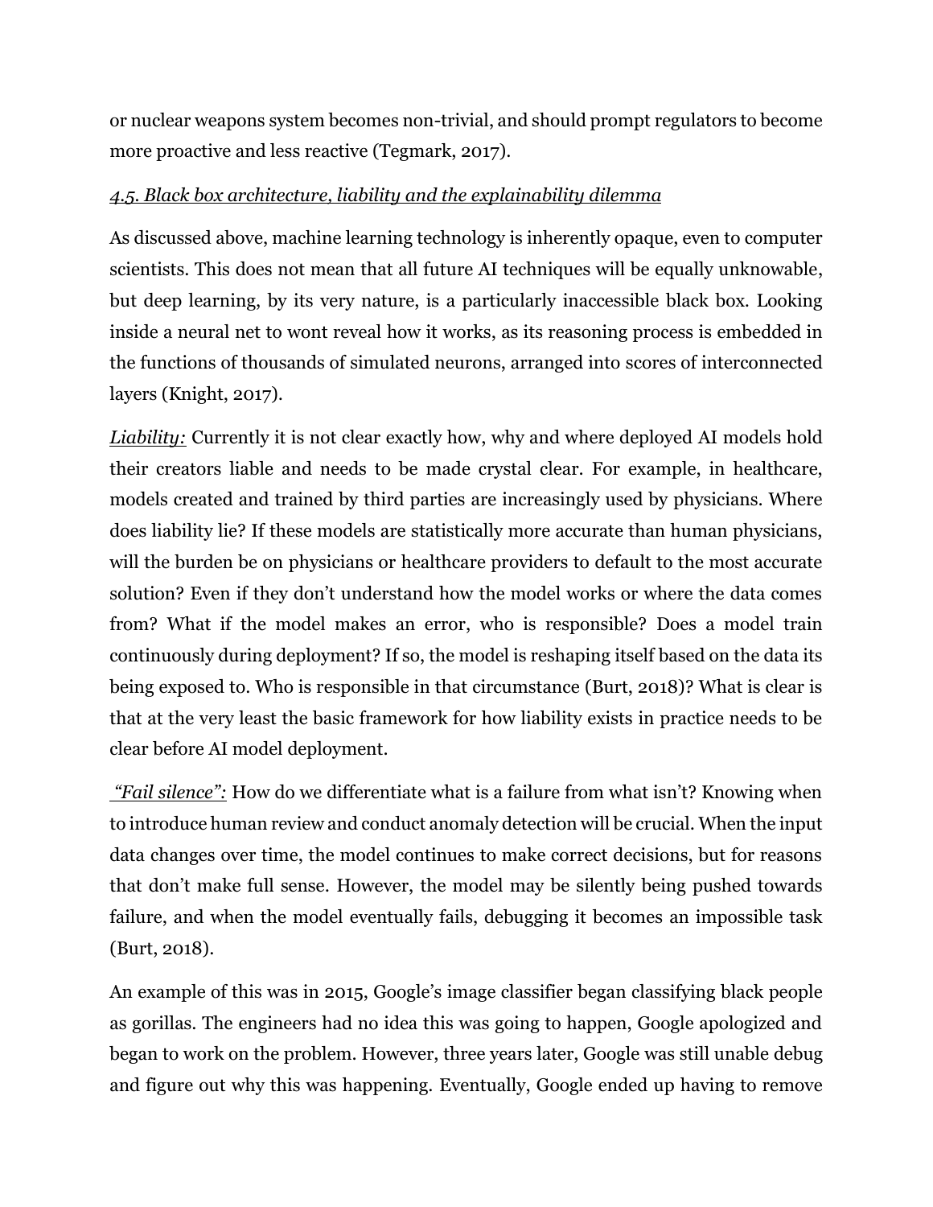or nuclear weapons system becomes non-trivial, and should prompt regulators to become more proactive and less reactive (Tegmark, 2017).

### *4.5. Black box architecture, liability and the explainability dilemma*

As discussed above, machine learning technology is inherently opaque, even to computer scientists. This does not mean that all future AI techniques will be equally unknowable, but deep learning, by its very nature, is a particularly inaccessible black box. Looking inside a neural net to wont reveal how it works, as its reasoning process is embedded in the functions of thousands of simulated neurons, arranged into scores of interconnected layers (Knight, 2017).

***Liability:*** Currently it is not clear exactly how, why and where deployed AI models hold their creators liable and needs to be made crystal clear. For example, in healthcare, models created and trained by third parties are increasingly used by physicians. Where does liability lie? If these models are statistically more accurate than human physicians, will the burden be on physicians or healthcare providers to default to the most accurate solution? Even if they don't understand how the model works or where the data comes from? What if the model makes an error, who is responsible? Does a model train continuously during deployment? If so, the model is reshaping itself based on the data its being exposed to. Who is responsible in that circumstance (Burt, 2018)? What is clear is that at the very least the basic framework for how liability exists in practice needs to be clear before AI model deployment.

***"Fail silence":*** How do we differentiate what is a failure from what isn't? Knowing when to introduce human review and conduct anomaly detection will be crucial. When the input data changes over time, the model continues to make correct decisions, but for reasons that don't make full sense. However, the model may be silently being pushed towards failure, and when the model eventually fails, debugging it becomes an impossible task (Burt, 2018).

An example of this was in 2015, Google's image classifier began classifying black people as gorillas. The engineers had no idea this was going to happen, Google apologized and began to work on the problem. However, three years later, Google was still unable debug and figure out why this was happening. Eventually, Google ended up having to remove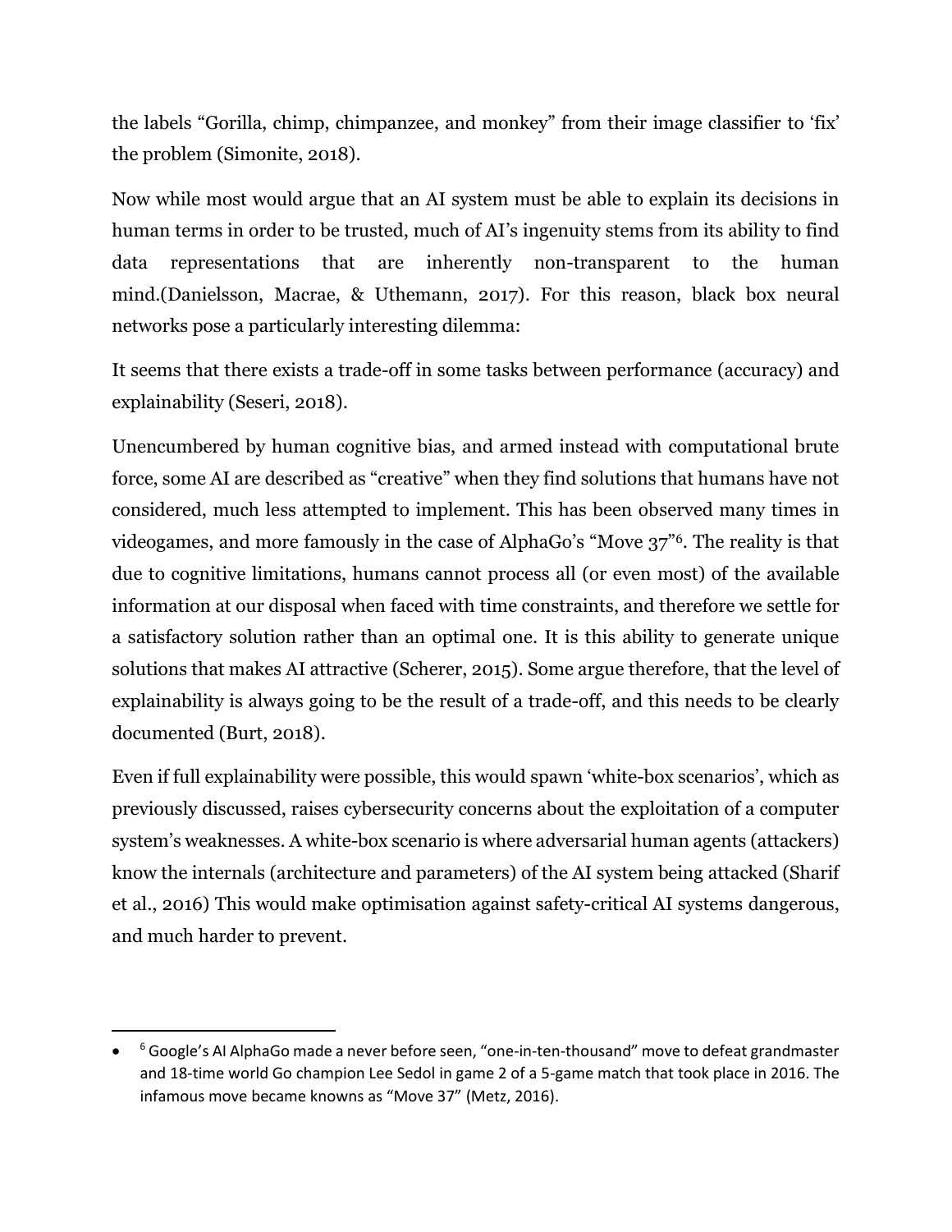the labels “Gorilla, chimp, chimpanzee, and monkey” from their image classifier to ‘fix’ the problem (Simonite, 2018).

Now while most would argue that an AI system must be able to explain its decisions in human terms in order to be trusted, much of AI’s ingenuity stems from its ability to find data representations that are inherently non-transparent to the human mind.(Danielsson, Macrae, & Uthemann, 2017). For this reason, black box neural networks pose a particularly interesting dilemma:

It seems that there exists a trade-off in some tasks between performance (accuracy) and explainability (Seseri, 2018).

Unencumbered by human cognitive bias, and armed instead with computational brute force, some AI are described as “creative” when they find solutions that humans have not considered, much less attempted to implement. This has been observed many times in videogames, and more famously in the case of AlphaGo’s “Move 37”[6]. The reality is that due to cognitive limitations, humans cannot process all (or even most) of the available information at our disposal when faced with time constraints, and therefore we settle for a satisfactory solution rather than an optimal one. It is this ability to generate unique solutions that makes AI attractive (Scherer, 2015). Some argue therefore, that the level of explainability is always going to be the result of a trade-off, and this needs to be clearly documented (Burt, 2018).

Even if full explainability were possible, this would spawn ‘white-box scenarios’, which as previously discussed, raises cybersecurity concerns about the exploitation of a computer system’s weaknesses. A white-box scenario is where adversarial human agents (attackers) know the internals (architecture and parameters) of the AI system being attacked (Sharif et al., 2016) This would make optimisation against safety-critical AI systems dangerous, and much harder to prevent.

---

- [6] Google’s AI AlphaGo made a never before seen, “one-in-ten-thousand” move to defeat grandmaster and 18-time world Go champion Lee Sedol in game 2 of a 5-game match that took place in 2016. The infamous move became knowns as “Move 37” (Metz, 2016).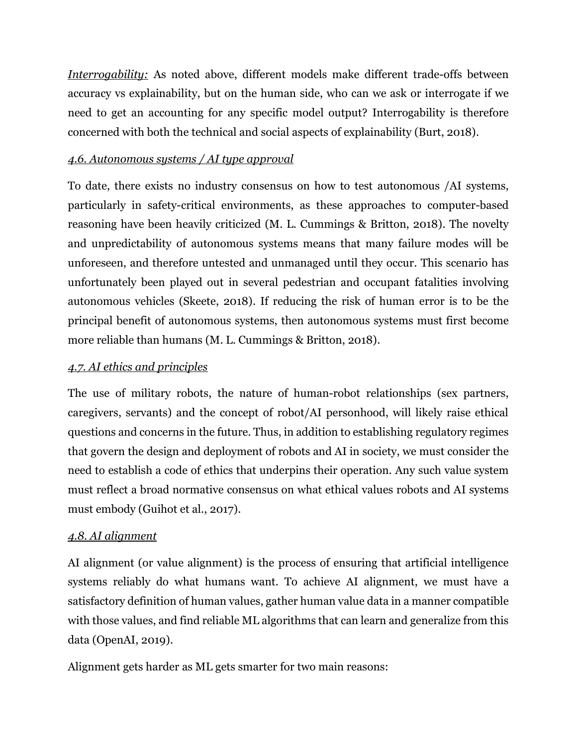*Interrogability:* As noted above, different models make different trade-offs between accuracy vs explainability, but on the human side, who can we ask or interrogate if we need to get an accounting for any specific model output? Interrogability is therefore concerned with both the technical and social aspects of explainability (Burt, 2018).

### *4.6. Autonomous systems / AI type approval*

To date, there exists no industry consensus on how to test autonomous /AI systems, particularly in safety-critical environments, as these approaches to computer-based reasoning have been heavily criticized (M. L. Cummings & Britton, 2018). The novelty and unpredictability of autonomous systems means that many failure modes will be unforeseen, and therefore untested and unmanaged until they occur. This scenario has unfortunately been played out in several pedestrian and occupant fatalities involving autonomous vehicles (Skeete, 2018). If reducing the risk of human error is to be the principal benefit of autonomous systems, then autonomous systems must first become more reliable than humans (M. L. Cummings & Britton, 2018).

### *4.7. AI ethics and principles*

The use of military robots, the nature of human-robot relationships (sex partners, caregivers, servants) and the concept of robot/AI personhood, will likely raise ethical questions and concerns in the future. Thus, in addition to establishing regulatory regimes that govern the design and deployment of robots and AI in society, we must consider the need to establish a code of ethics that underpins their operation. Any such value system must reflect a broad normative consensus on what ethical values robots and AI systems must embody (Guihot et al., 2017).

### *4.8. AI alignment*

AI alignment (or value alignment) is the process of ensuring that artificial intelligence systems reliably do what humans want. To achieve AI alignment, we must have a satisfactory definition of human values, gather human value data in a manner compatible with those values, and find reliable ML algorithms that can learn and generalize from this data (OpenAI, 2019).

Alignment gets harder as ML gets smarter for two main reasons: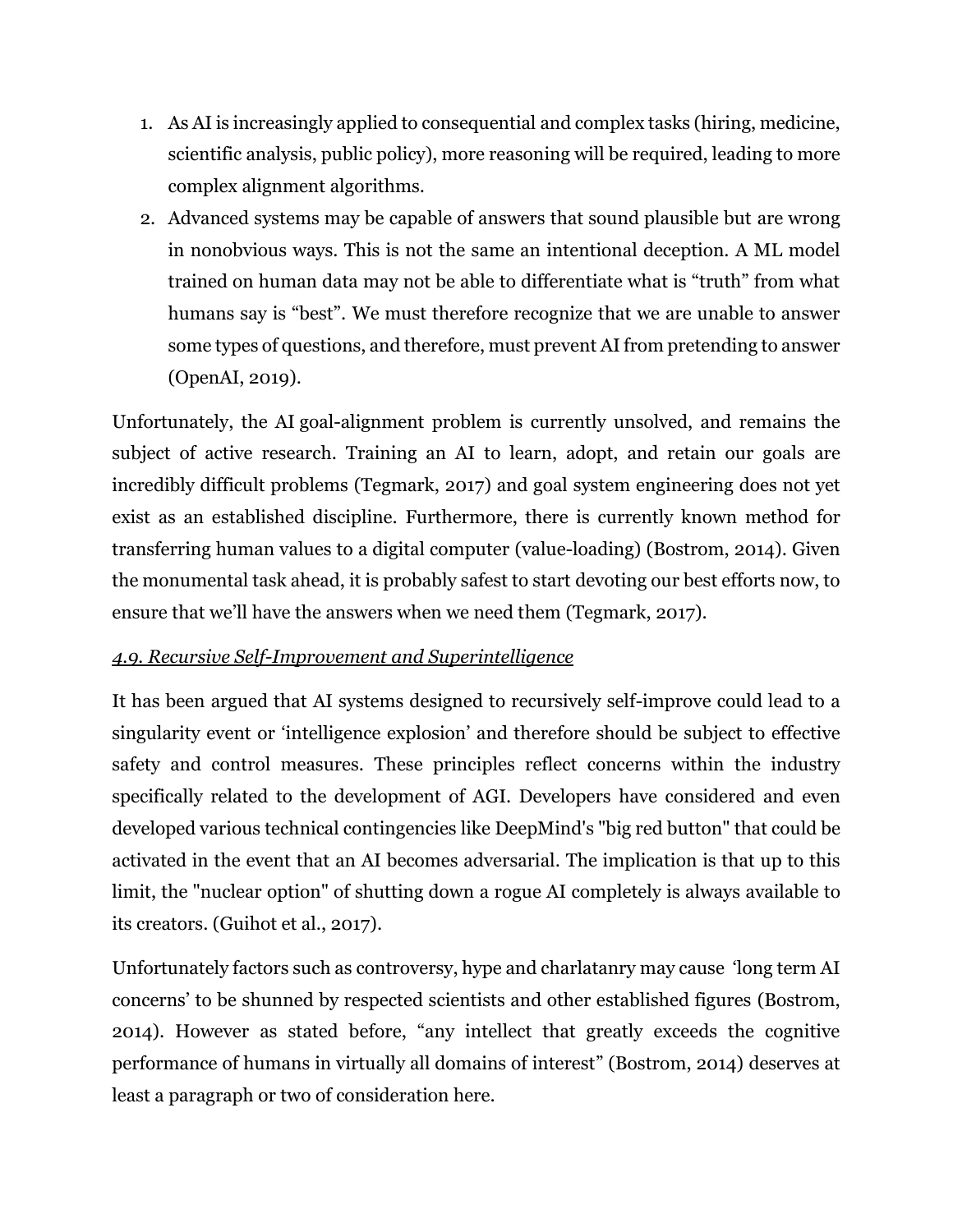1. As AI is increasingly applied to consequential and complex tasks (hiring, medicine, scientific analysis, public policy), more reasoning will be required, leading to more complex alignment algorithms.
2. Advanced systems may be capable of answers that sound plausible but are wrong in nonobvious ways. This is not the same an intentional deception. A ML model trained on human data may not be able to differentiate what is "truth" from what humans say is "best". We must therefore recognize that we are unable to answer some types of questions, and therefore, must prevent AI from pretending to answer (OpenAI, 2019).

Unfortunately, the AI goal-alignment problem is currently unsolved, and remains the subject of active research. Training an AI to learn, adopt, and retain our goals are incredibly difficult problems (Tegmark, 2017) and goal system engineering does not yet exist as an established discipline. Furthermore, there is currently known method for transferring human values to a digital computer (value-loading) (Bostrom, 2014). Given the monumental task ahead, it is probably safest to start devoting our best efforts now, to ensure that we'll have the answers when we need them (Tegmark, 2017).

### *4.9. Recursive Self-Improvement and Superintelligence*

It has been argued that AI systems designed to recursively self-improve could lead to a singularity event or 'intelligence explosion' and therefore should be subject to effective safety and control measures. These principles reflect concerns within the industry specifically related to the development of AGI. Developers have considered and even developed various technical contingencies like DeepMind's "big red button" that could be activated in the event that an AI becomes adversarial. The implication is that up to this limit, the "nuclear option" of shutting down a rogue AI completely is always available to its creators. (Guihot et al., 2017).

Unfortunately factors such as controversy, hype and charlatanry may cause 'long term AI concerns' to be shunned by respected scientists and other established figures (Bostrom, 2014). However as stated before, "any intellect that greatly exceeds the cognitive performance of humans in virtually all domains of interest" (Bostrom, 2014) deserves at least a paragraph or two of consideration here.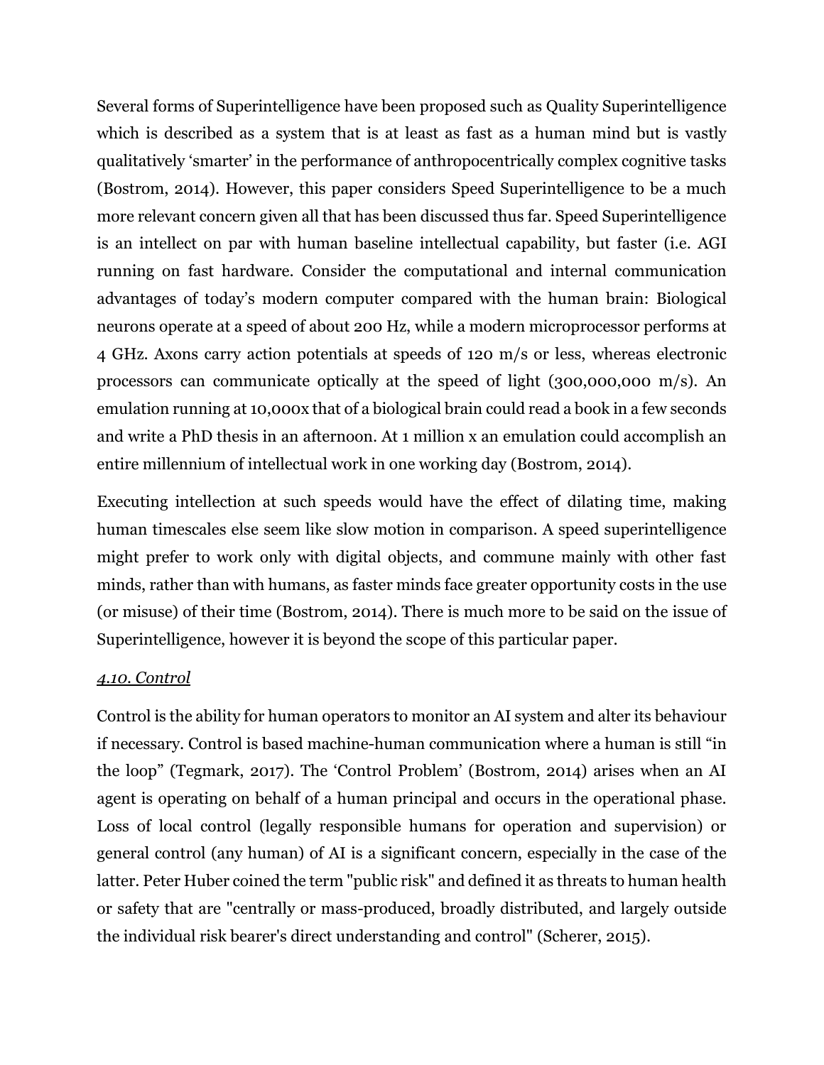Several forms of Superintelligence have been proposed such as Quality Superintelligence which is described as a system that is at least as fast as a human mind but is vastly qualitatively 'smarter' in the performance of anthropocentrically complex cognitive tasks (Bostrom, 2014). However, this paper considers Speed Superintelligence to be a much more relevant concern given all that has been discussed thus far. Speed Superintelligence is an intellect on par with human baseline intellectual capability, but faster (i.e. AGI running on fast hardware. Consider the computational and internal communication advantages of today's modern computer compared with the human brain: Biological neurons operate at a speed of about 200 Hz, while a modern microprocessor performs at 4 GHz. Axons carry action potentials at speeds of 120 m/s or less, whereas electronic processors can communicate optically at the speed of light (300,000,000 m/s). An emulation running at 10,000x that of a biological brain could read a book in a few seconds and write a PhD thesis in an afternoon. At 1 million x an emulation could accomplish an entire millennium of intellectual work in one working day (Bostrom, 2014).

Executing intellection at such speeds would have the effect of dilating time, making human timescales else seem like slow motion in comparison. A speed superintelligence might prefer to work only with digital objects, and commune mainly with other fast minds, rather than with humans, as faster minds face greater opportunity costs in the use (or misuse) of their time (Bostrom, 2014). There is much more to be said on the issue of Superintelligence, however it is beyond the scope of this particular paper.

### *4.10. Control*

Control is the ability for human operators to monitor an AI system and alter its behaviour if necessary. Control is based machine-human communication where a human is still "in the loop" (Tegmark, 2017). The 'Control Problem' (Bostrom, 2014) arises when an AI agent is operating on behalf of a human principal and occurs in the operational phase. Loss of local control (legally responsible humans for operation and supervision) or general control (any human) of AI is a significant concern, especially in the case of the latter. Peter Huber coined the term "public risk" and defined it as threats to human health or safety that are "centrally or mass-produced, broadly distributed, and largely outside the individual risk bearer's direct understanding and control" (Scherer, 2015).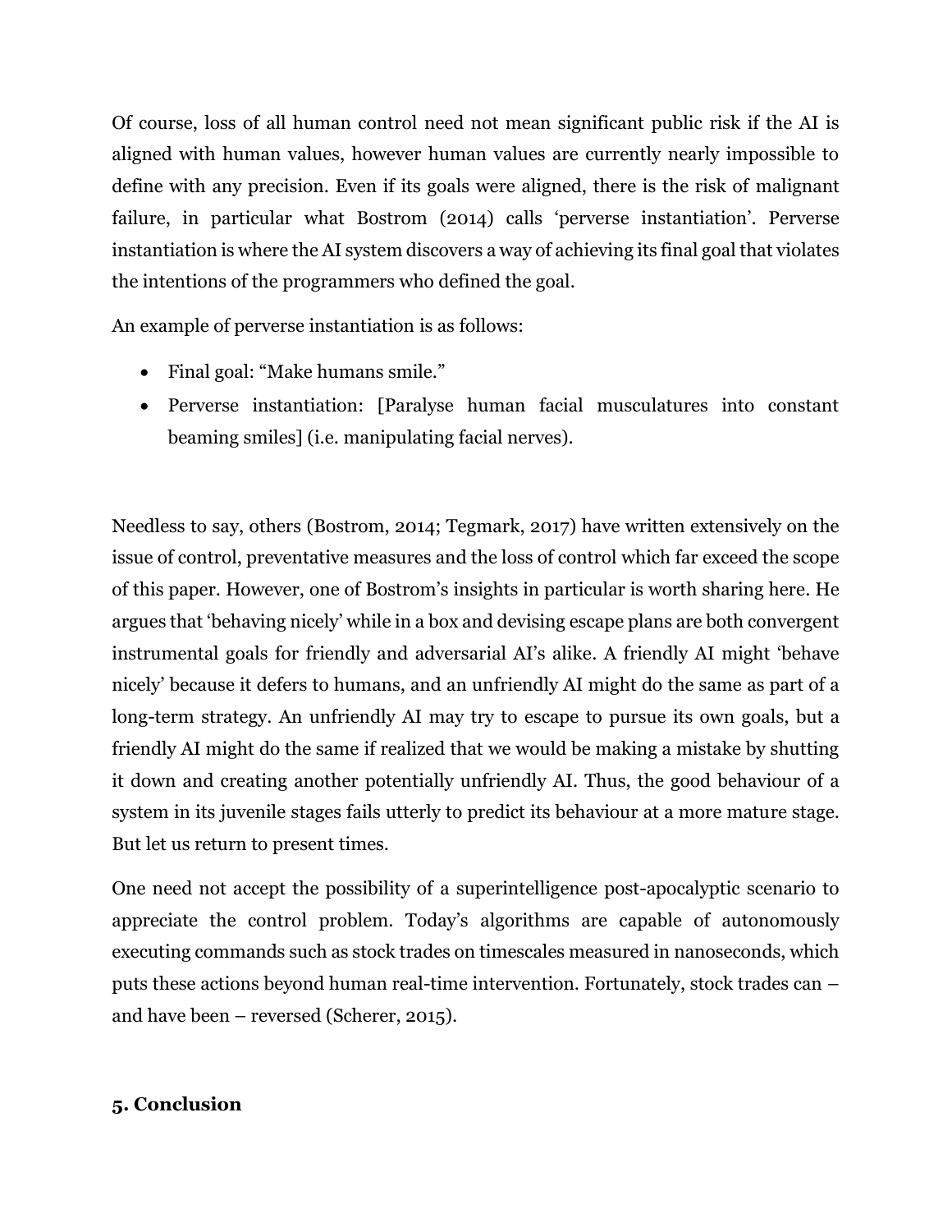Of course, loss of all human control need not mean significant public risk if the AI is aligned with human values, however human values are currently nearly impossible to define with any precision. Even if its goals were aligned, there is the risk of malignant failure, in particular what Bostrom (2014) calls 'perverse instantiation'. Perverse instantiation is where the AI system discovers a way of achieving its final goal that violates the intentions of the programmers who defined the goal.

An example of perverse instantiation is as follows:

- Final goal: "Make humans smile."
- Perverse instantiation: [Paralyse human facial musculatures into constant beaming smiles] (i.e. manipulating facial nerves).

Needless to say, others (Bostrom, 2014; Tegmark, 2017) have written extensively on the issue of control, preventative measures and the loss of control which far exceed the scope of this paper. However, one of Bostrom's insights in particular is worth sharing here. He argues that 'behaving nicely' while in a box and devising escape plans are both convergent instrumental goals for friendly and adversarial AI's alike. A friendly AI might 'behave nicely' because it defers to humans, and an unfriendly AI might do the same as part of a long-term strategy. An unfriendly AI may try to escape to pursue its own goals, but a friendly AI might do the same if realized that we would be making a mistake by shutting it down and creating another potentially unfriendly AI. Thus, the good behaviour of a system in its juvenile stages fails utterly to predict its behaviour at a more mature stage. But let us return to present times.

One need not accept the possibility of a superintelligence post-apocalyptic scenario to appreciate the control problem. Today's algorithms are capable of autonomously executing commands such as stock trades on timescales measured in nanoseconds, which puts these actions beyond human real-time intervention. Fortunately, stock trades can – and have been – reversed (Scherer, 2015).

## 5. Conclusion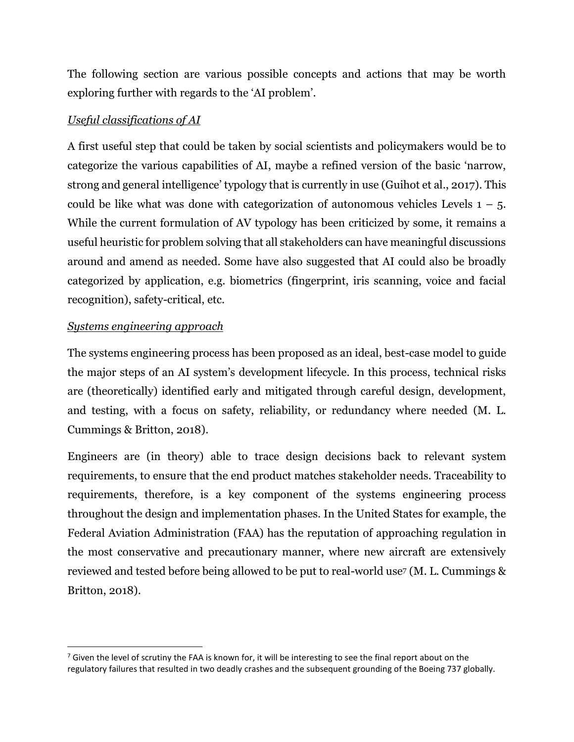The following section are various possible concepts and actions that may be worth exploring further with regards to the 'AI problem'.

*Useful classifications of AI*

A first useful step that could be taken by social scientists and policymakers would be to categorize the various capabilities of AI, maybe a refined version of the basic 'narrow, strong and general intelligence' typology that is currently in use (Guihot et al., 2017). This could be like what was done with categorization of autonomous vehicles Levels 1 – 5. While the current formulation of AV typology has been criticized by some, it remains a useful heuristic for problem solving that all stakeholders can have meaningful discussions around and amend as needed. Some have also suggested that AI could also be broadly categorized by application, e.g. biometrics (fingerprint, iris scanning, voice and facial recognition), safety-critical, etc.

*Systems engineering approach*

The systems engineering process has been proposed as an ideal, best-case model to guide the major steps of an AI system's development lifecycle. In this process, technical risks are (theoretically) identified early and mitigated through careful design, development, and testing, with a focus on safety, reliability, or redundancy where needed (M. L. Cummings & Britton, 2018).

Engineers are (in theory) able to trace design decisions back to relevant system requirements, to ensure that the end product matches stakeholder needs. Traceability to requirements, therefore, is a key component of the systems engineering process throughout the design and implementation phases. In the United States for example, the Federal Aviation Administration (FAA) has the reputation of approaching regulation in the most conservative and precautionary manner, where new aircraft are extensively reviewed and tested before being allowed to be put to real-world use[7] (M. L. Cummings & Britton, 2018).

---

[7] Given the level of scrutiny the FAA is known for, it will be interesting to see the final report about on the regulatory failures that resulted in two deadly crashes and the subsequent grounding of the Boeing 737 globally.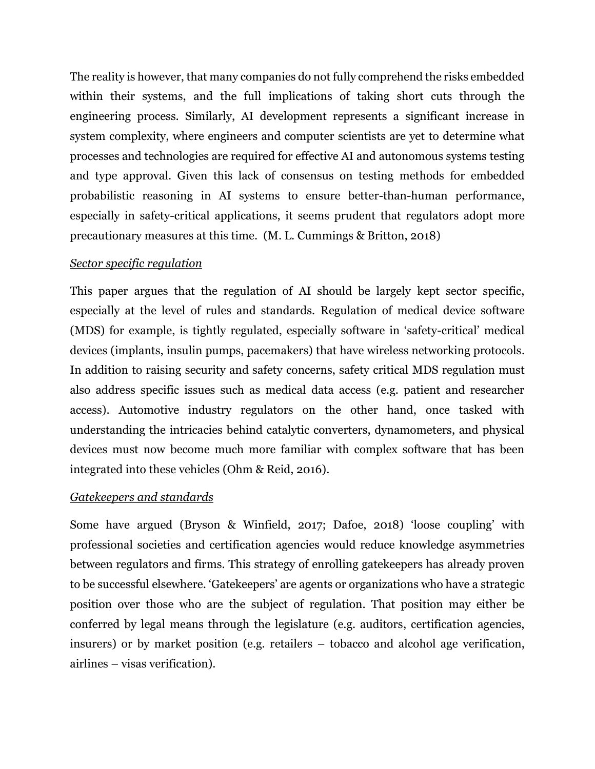The reality is however, that many companies do not fully comprehend the risks embedded within their systems, and the full implications of taking short cuts through the engineering process. Similarly, AI development represents a significant increase in system complexity, where engineers and computer scientists are yet to determine what processes and technologies are required for effective AI and autonomous systems testing and type approval. Given this lack of consensus on testing methods for embedded probabilistic reasoning in AI systems to ensure better-than-human performance, especially in safety-critical applications, it seems prudent that regulators adopt more precautionary measures at this time. (M. L. Cummings & Britton, 2018)

*Sector specific regulation*

This paper argues that the regulation of AI should be largely kept sector specific, especially at the level of rules and standards. Regulation of medical device software (MDS) for example, is tightly regulated, especially software in 'safety-critical' medical devices (implants, insulin pumps, pacemakers) that have wireless networking protocols. In addition to raising security and safety concerns, safety critical MDS regulation must also address specific issues such as medical data access (e.g. patient and researcher access). Automotive industry regulators on the other hand, once tasked with understanding the intricacies behind catalytic converters, dynamometers, and physical devices must now become much more familiar with complex software that has been integrated into these vehicles (Ohm & Reid, 2016).

*Gatekeepers and standards*

Some have argued (Bryson & Winfield, 2017; Dafoe, 2018) 'loose coupling' with professional societies and certification agencies would reduce knowledge asymmetries between regulators and firms. This strategy of enrolling gatekeepers has already proven to be successful elsewhere. 'Gatekeepers' are agents or organizations who have a strategic position over those who are the subject of regulation. That position may either be conferred by legal means through the legislature (e.g. auditors, certification agencies, insurers) or by market position (e.g. retailers – tobacco and alcohol age verification, airlines – visas verification).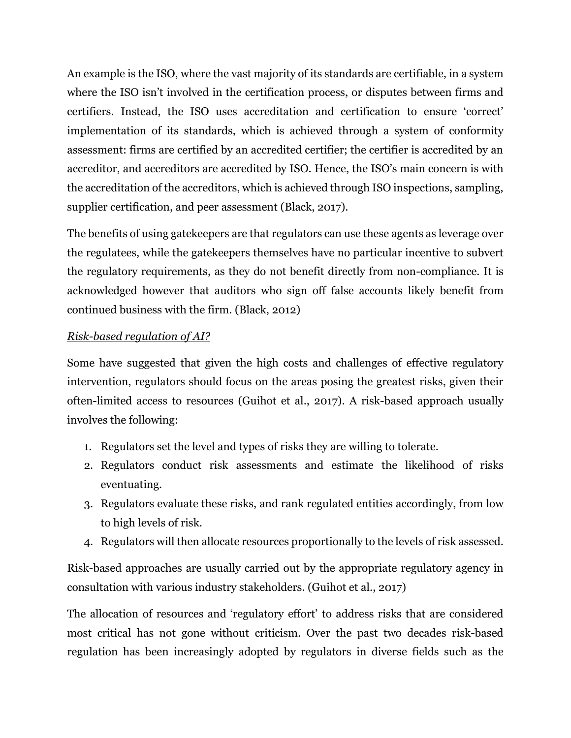An example is the ISO, where the vast majority of its standards are certifiable, in a system where the ISO isn't involved in the certification process, or disputes between firms and certifiers. Instead, the ISO uses accreditation and certification to ensure 'correct' implementation of its standards, which is achieved through a system of conformity assessment: firms are certified by an accredited certifier; the certifier is accredited by an accreditor, and accreditors are accredited by ISO. Hence, the ISO's main concern is with the accreditation of the accreditors, which is achieved through ISO inspections, sampling, supplier certification, and peer assessment (Black, 2017).

The benefits of using gatekeepers are that regulators can use these agents as leverage over the regulatees, while the gatekeepers themselves have no particular incentive to subvert the regulatory requirements, as they do not benefit directly from non-compliance. It is acknowledged however that auditors who sign off false accounts likely benefit from continued business with the firm. (Black, 2012)

*Risk-based regulation of AI?*

Some have suggested that given the high costs and challenges of effective regulatory intervention, regulators should focus on the areas posing the greatest risks, given their often-limited access to resources (Guihot et al., 2017). A risk-based approach usually involves the following:

1. Regulators set the level and types of risks they are willing to tolerate.
2. Regulators conduct risk assessments and estimate the likelihood of risks eventuating.
3. Regulators evaluate these risks, and rank regulated entities accordingly, from low to high levels of risk.
4. Regulators will then allocate resources proportionally to the levels of risk assessed.

Risk-based approaches are usually carried out by the appropriate regulatory agency in consultation with various industry stakeholders. (Guihot et al., 2017)

The allocation of resources and 'regulatory effort' to address risks that are considered most critical has not gone without criticism. Over the past two decades risk-based regulation has been increasingly adopted by regulators in diverse fields such as the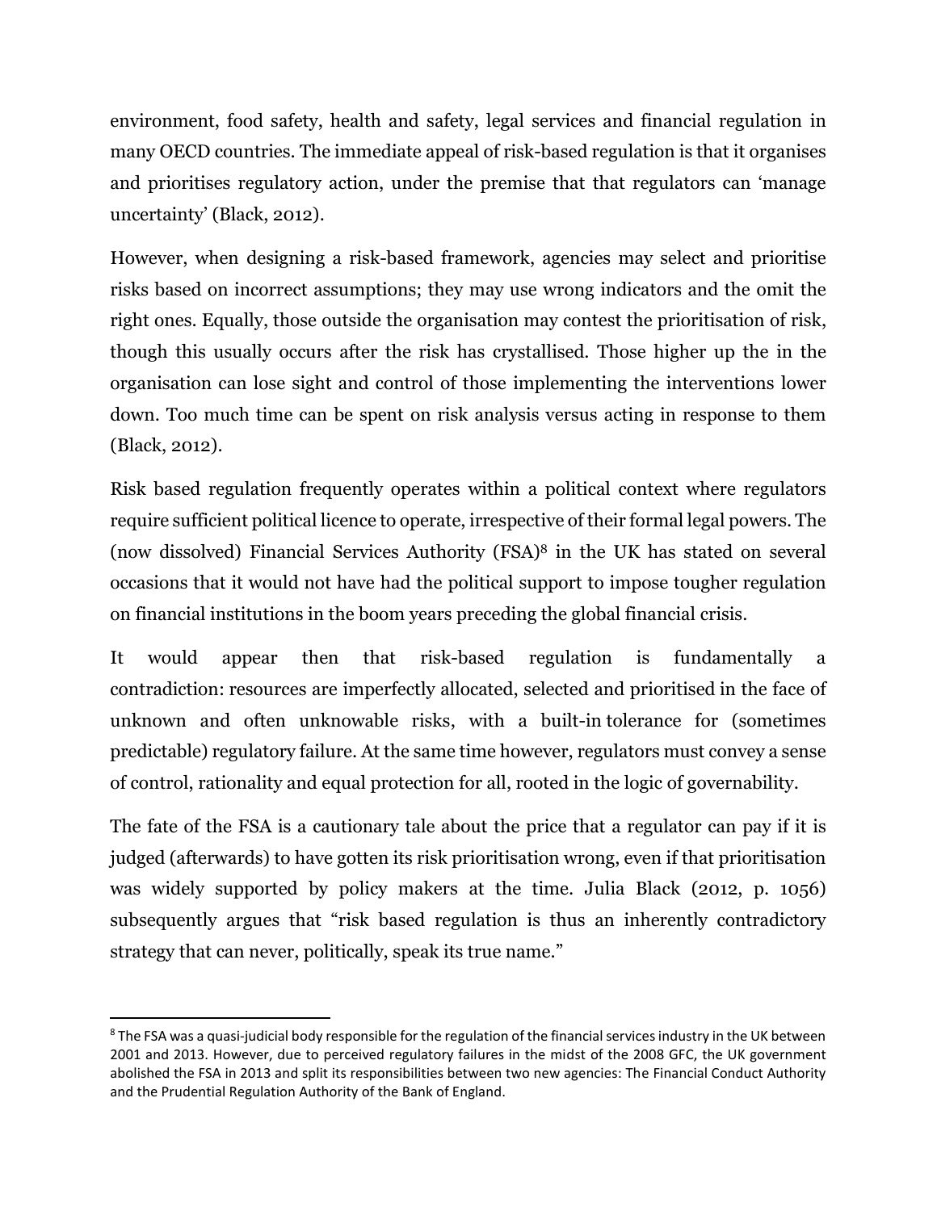environment, food safety, health and safety, legal services and financial regulation in many OECD countries. The immediate appeal of risk-based regulation is that it organises and prioritises regulatory action, under the premise that that regulators can 'manage uncertainty' (Black, 2012).

However, when designing a risk-based framework, agencies may select and prioritise risks based on incorrect assumptions; they may use wrong indicators and the omit the right ones. Equally, those outside the organisation may contest the prioritisation of risk, though this usually occurs after the risk has crystallised. Those higher up the in the organisation can lose sight and control of those implementing the interventions lower down. Too much time can be spent on risk analysis versus acting in response to them (Black, 2012).

Risk based regulation frequently operates within a political context where regulators require sufficient political licence to operate, irrespective of their formal legal powers. The (now dissolved) Financial Services Authority (FSA)[8] in the UK has stated on several occasions that it would not have had the political support to impose tougher regulation on financial institutions in the boom years preceding the global financial crisis.

It would appear then that risk-based regulation is fundamentally a contradiction: resources are imperfectly allocated, selected and prioritised in the face of unknown and often unknowable risks, with a built-in tolerance for (sometimes predictable) regulatory failure. At the same time however, regulators must convey a sense of control, rationality and equal protection for all, rooted in the logic of governability.

The fate of the FSA is a cautionary tale about the price that a regulator can pay if it is judged (afterwards) to have gotten its risk prioritisation wrong, even if that prioritisation was widely supported by policy makers at the time. Julia Black (2012, p. 1056) subsequently argues that "risk based regulation is thus an inherently contradictory strategy that can never, politically, speak its true name."

---

[8] The FSA was a quasi-judicial body responsible for the regulation of the financial services industry in the UK between 2001 and 2013. However, due to perceived regulatory failures in the midst of the 2008 GFC, the UK government abolished the FSA in 2013 and split its responsibilities between two new agencies: The Financial Conduct Authority and the Prudential Regulation Authority of the Bank of England.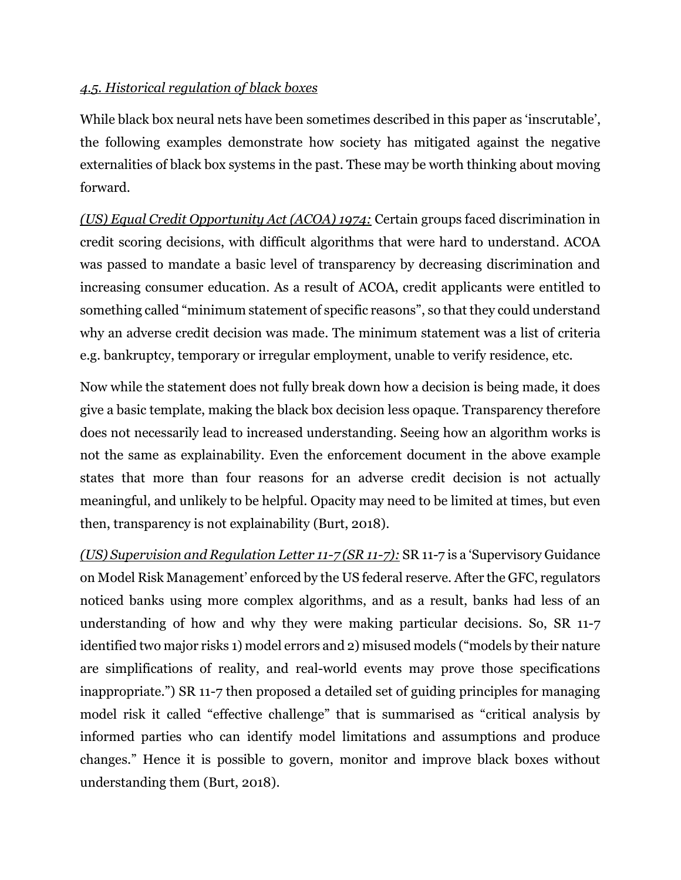*4.5. Historical regulation of black boxes*

While black box neural nets have been sometimes described in this paper as 'inscrutable', the following examples demonstrate how society has mitigated against the negative externalities of black box systems in the past. These may be worth thinking about moving forward.

*(US) Equal Credit Opportunity Act (ACOA) 1974:* Certain groups faced discrimination in credit scoring decisions, with difficult algorithms that were hard to understand. ACOA was passed to mandate a basic level of transparency by decreasing discrimination and increasing consumer education. As a result of ACOA, credit applicants were entitled to something called "minimum statement of specific reasons", so that they could understand why an adverse credit decision was made. The minimum statement was a list of criteria e.g. bankruptcy, temporary or irregular employment, unable to verify residence, etc.

Now while the statement does not fully break down how a decision is being made, it does give a basic template, making the black box decision less opaque. Transparency therefore does not necessarily lead to increased understanding. Seeing how an algorithm works is not the same as explainability. Even the enforcement document in the above example states that more than four reasons for an adverse credit decision is not actually meaningful, and unlikely to be helpful. Opacity may need to be limited at times, but even then, transparency is not explainability (Burt, 2018).

*(US) Supervision and Regulation Letter 11-7 (SR 11-7):* SR 11-7 is a 'Supervisory Guidance on Model Risk Management' enforced by the US federal reserve. After the GFC, regulators noticed banks using more complex algorithms, and as a result, banks had less of an understanding of how and why they were making particular decisions. So, SR 11-7 identified two major risks 1) model errors and 2) misused models ("models by their nature are simplifications of reality, and real-world events may prove those specifications inappropriate.") SR 11-7 then proposed a detailed set of guiding principles for managing model risk it called "effective challenge" that is summarised as "critical analysis by informed parties who can identify model limitations and assumptions and produce changes." Hence it is possible to govern, monitor and improve black boxes without understanding them (Burt, 2018).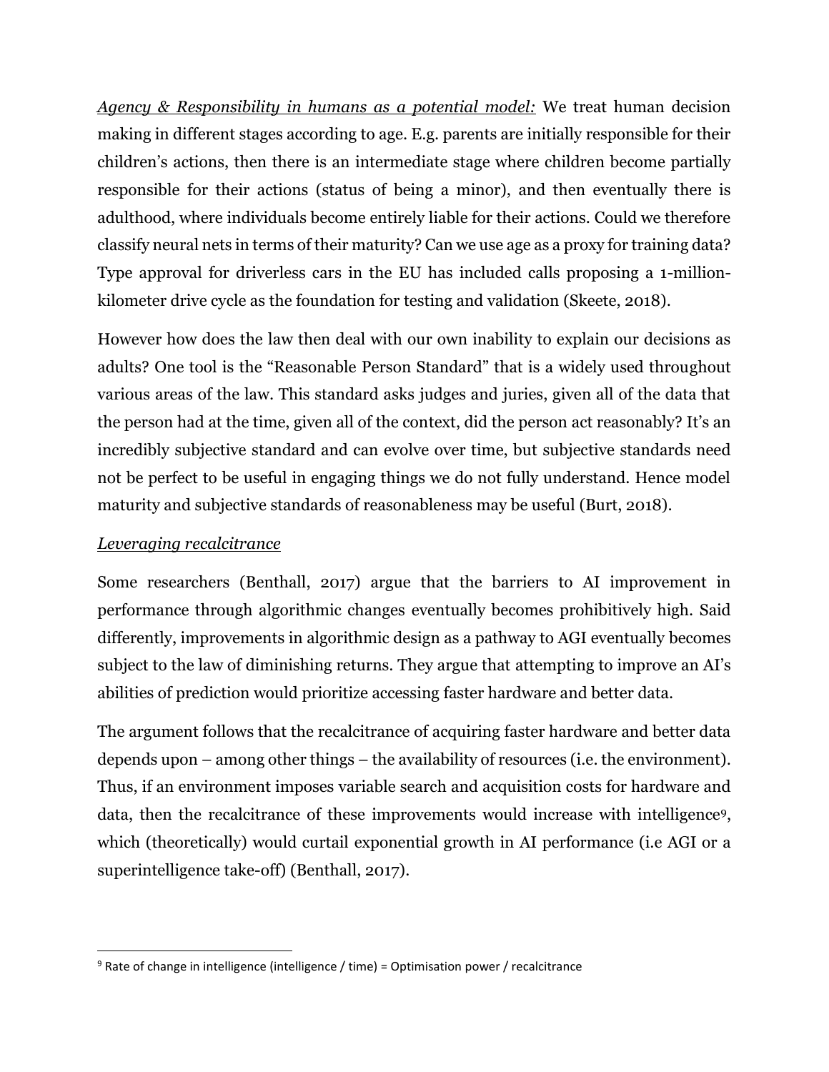*Agency & Responsibility in humans as a potential model:* We treat human decision making in different stages according to age. E.g. parents are initially responsible for their children's actions, then there is an intermediate stage where children become partially responsible for their actions (status of being a minor), and then eventually there is adulthood, where individuals become entirely liable for their actions. Could we therefore classify neural nets in terms of their maturity? Can we use age as a proxy for training data? Type approval for driverless cars in the EU has included calls proposing a 1-million-kilometer drive cycle as the foundation for testing and validation (Skeete, 2018).

However how does the law then deal with our own inability to explain our decisions as adults? One tool is the "Reasonable Person Standard" that is a widely used throughout various areas of the law. This standard asks judges and juries, given all of the data that the person had at the time, given all of the context, did the person act reasonably? It's an incredibly subjective standard and can evolve over time, but subjective standards need not be perfect to be useful in engaging things we do not fully understand. Hence model maturity and subjective standards of reasonableness may be useful (Burt, 2018).

*Leveraging recalcitrance*

Some researchers (Benthall, 2017) argue that the barriers to AI improvement in performance through algorithmic changes eventually becomes prohibitively high. Said differently, improvements in algorithmic design as a pathway to AGI eventually becomes subject to the law of diminishing returns. They argue that attempting to improve an AI's abilities of prediction would prioritize accessing faster hardware and better data.

The argument follows that the recalcitrance of acquiring faster hardware and better data depends upon – among other things – the availability of resources (i.e. the environment). Thus, if an environment imposes variable search and acquisition costs for hardware and data, then the recalcitrance of these improvements would increase with intelligence[9], which (theoretically) would curtail exponential growth in AI performance (i.e AGI or a superintelligence take-off) (Benthall, 2017).

---

[9] Rate of change in intelligence (intelligence / time) = Optimisation power / recalcitrance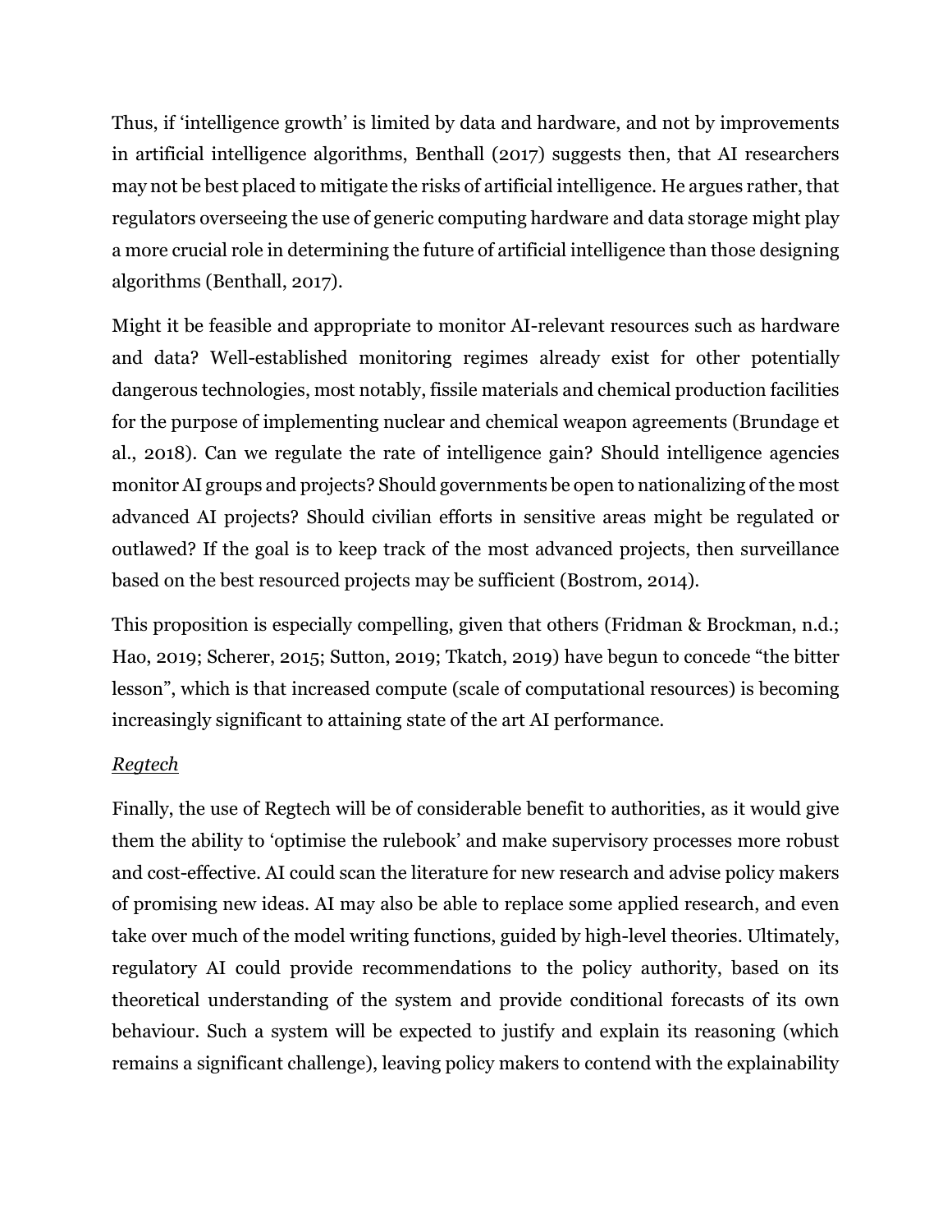Thus, if 'intelligence growth' is limited by data and hardware, and not by improvements in artificial intelligence algorithms, Benthall (2017) suggests then, that AI researchers may not be best placed to mitigate the risks of artificial intelligence. He argues rather, that regulators overseeing the use of generic computing hardware and data storage might play a more crucial role in determining the future of artificial intelligence than those designing algorithms (Benthall, 2017).

Might it be feasible and appropriate to monitor AI-relevant resources such as hardware and data? Well-established monitoring regimes already exist for other potentially dangerous technologies, most notably, fissile materials and chemical production facilities for the purpose of implementing nuclear and chemical weapon agreements (Brundage et al., 2018). Can we regulate the rate of intelligence gain? Should intelligence agencies monitor AI groups and projects? Should governments be open to nationalizing of the most advanced AI projects? Should civilian efforts in sensitive areas might be regulated or outlawed? If the goal is to keep track of the most advanced projects, then surveillance based on the best resourced projects may be sufficient (Bostrom, 2014).

This proposition is especially compelling, given that others (Fridman & Brockman, n.d.; Hao, 2019; Scherer, 2015; Sutton, 2019; Tkatch, 2019) have begun to concede "the bitter lesson", which is that increased compute (scale of computational resources) is becoming increasingly significant to attaining state of the art AI performance.

<u>*Regtech*</u>

Finally, the use of Regtech will be of considerable benefit to authorities, as it would give them the ability to 'optimise the rulebook' and make supervisory processes more robust and cost-effective. AI could scan the literature for new research and advise policy makers of promising new ideas. AI may also be able to replace some applied research, and even take over much of the model writing functions, guided by high-level theories. Ultimately, regulatory AI could provide recommendations to the policy authority, based on its theoretical understanding of the system and provide conditional forecasts of its own behaviour. Such a system will be expected to justify and explain its reasoning (which remains a significant challenge), leaving policy makers to contend with the explainability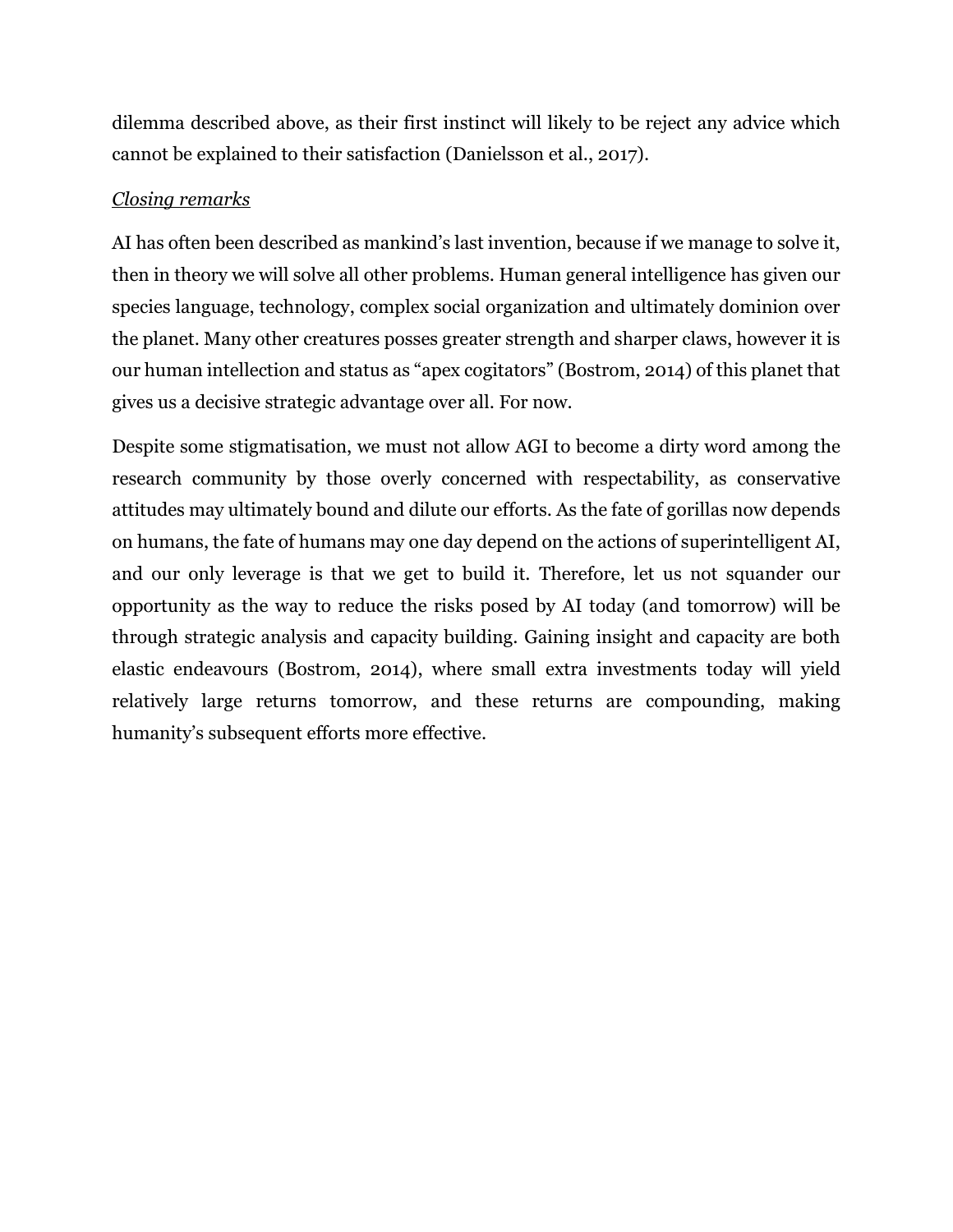dilemma described above, as their first instinct will likely to be reject any advice which cannot be explained to their satisfaction (Danielsson et al., 2017).

*Closing remarks*

AI has often been described as mankind's last invention, because if we manage to solve it, then in theory we will solve all other problems. Human general intelligence has given our species language, technology, complex social organization and ultimately dominion over the planet. Many other creatures posses greater strength and sharper claws, however it is our human intellection and status as "apex cogitators" (Bostrom, 2014) of this planet that gives us a decisive strategic advantage over all. For now.

Despite some stigmatisation, we must not allow AGI to become a dirty word among the research community by those overly concerned with respectability, as conservative attitudes may ultimately bound and dilute our efforts. As the fate of gorillas now depends on humans, the fate of humans may one day depend on the actions of superintelligent AI, and our only leverage is that we get to build it. Therefore, let us not squander our opportunity as the way to reduce the risks posed by AI today (and tomorrow) will be through strategic analysis and capacity building. Gaining insight and capacity are both elastic endeavours (Bostrom, 2014), where small extra investments today will yield relatively large returns tomorrow, and these returns are compounding, making humanity's subsequent efforts more effective.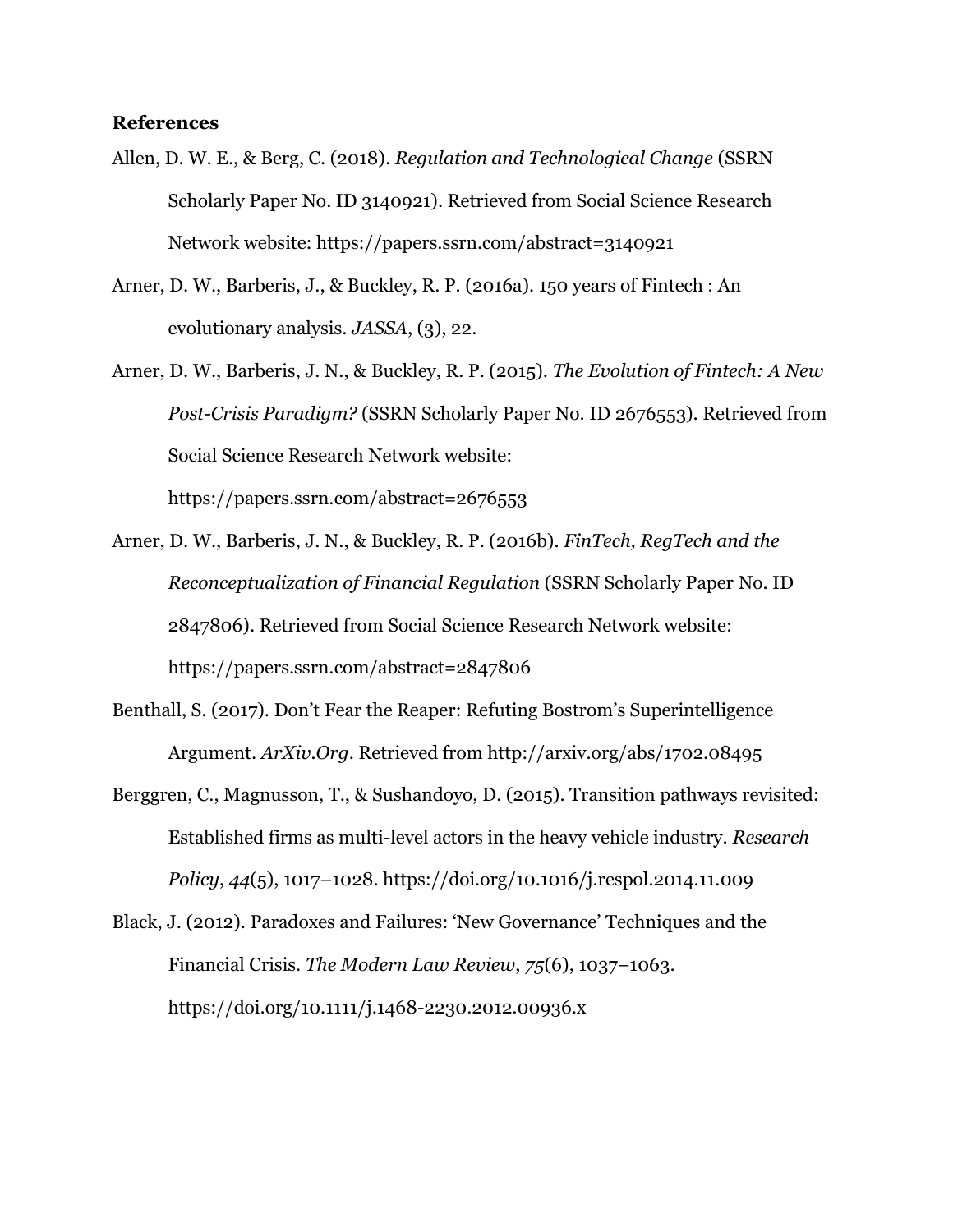**References**

Allen, D. W. E., & Berg, C. (2018). *Regulation and Technological Change* (SSRN Scholarly Paper No. ID 3140921). Retrieved from Social Science Research Network website: https://papers.ssrn.com/abstract=3140921

Arner, D. W., Barberis, J., & Buckley, R. P. (2016a). 150 years of Fintech : An evolutionary analysis. *JASSA*, (3), 22.

Arner, D. W., Barberis, J. N., & Buckley, R. P. (2015). *The Evolution of Fintech: A New Post-Crisis Paradigm?* (SSRN Scholarly Paper No. ID 2676553). Retrieved from Social Science Research Network website: https://papers.ssrn.com/abstract=2676553

Arner, D. W., Barberis, J. N., & Buckley, R. P. (2016b). *FinTech, RegTech and the Reconceptualization of Financial Regulation* (SSRN Scholarly Paper No. ID 2847806). Retrieved from Social Science Research Network website: https://papers.ssrn.com/abstract=2847806

Benthall, S. (2017). Don't Fear the Reaper: Refuting Bostrom's Superintelligence Argument. *ArXiv.Org*. Retrieved from http://arxiv.org/abs/1702.08495

Berggren, C., Magnusson, T., & Sushandoyo, D. (2015). Transition pathways revisited: Established firms as multi-level actors in the heavy vehicle industry. *Research Policy*, *44*(5), 1017–1028. https://doi.org/10.1016/j.respol.2014.11.009

Black, J. (2012). Paradoxes and Failures: 'New Governance' Techniques and the Financial Crisis. *The Modern Law Review*, *75*(6), 1037–1063. https://doi.org/10.1111/j.1468-2230.2012.00936.x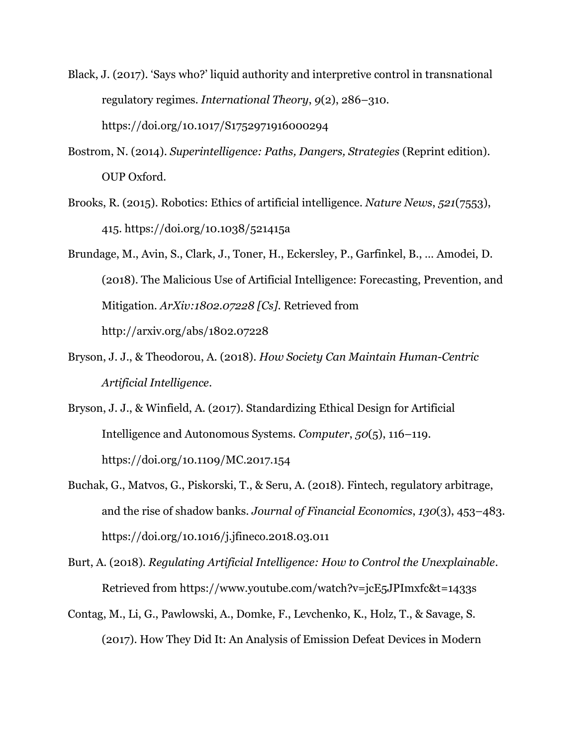Black, J. (2017). 'Says who?' liquid authority and interpretive control in transnational regulatory regimes. *International Theory*, *9*(2), 286–310. https://doi.org/10.1017/S1752971916000294

Bostrom, N. (2014). *Superintelligence: Paths, Dangers, Strategies* (Reprint edition). OUP Oxford.

Brooks, R. (2015). Robotics: Ethics of artificial intelligence. *Nature News*, *521*(7553), 415. https://doi.org/10.1038/521415a

Brundage, M., Avin, S., Clark, J., Toner, H., Eckersley, P., Garfinkel, B., … Amodei, D. (2018). The Malicious Use of Artificial Intelligence: Forecasting, Prevention, and Mitigation. *ArXiv:1802.07228 [Cs]*. Retrieved from http://arxiv.org/abs/1802.07228

Bryson, J. J., & Theodorou, A. (2018). *How Society Can Maintain Human-Centric Artificial Intelligence*.

Bryson, J. J., & Winfield, A. (2017). Standardizing Ethical Design for Artificial Intelligence and Autonomous Systems. *Computer*, *50*(5), 116–119. https://doi.org/10.1109/MC.2017.154

Buchak, G., Matvos, G., Piskorski, T., & Seru, A. (2018). Fintech, regulatory arbitrage, and the rise of shadow banks. *Journal of Financial Economics*, *130*(3), 453–483. https://doi.org/10.1016/j.jfineco.2018.03.011

Burt, A. (2018). *Regulating Artificial Intelligence: How to Control the Unexplainable*. Retrieved from https://www.youtube.com/watch?v=jcE5JPImxfc&t=1433s

Contag, M., Li, G., Pawlowski, A., Domke, F., Levchenko, K., Holz, T., & Savage, S. (2017). How They Did It: An Analysis of Emission Defeat Devices in Modern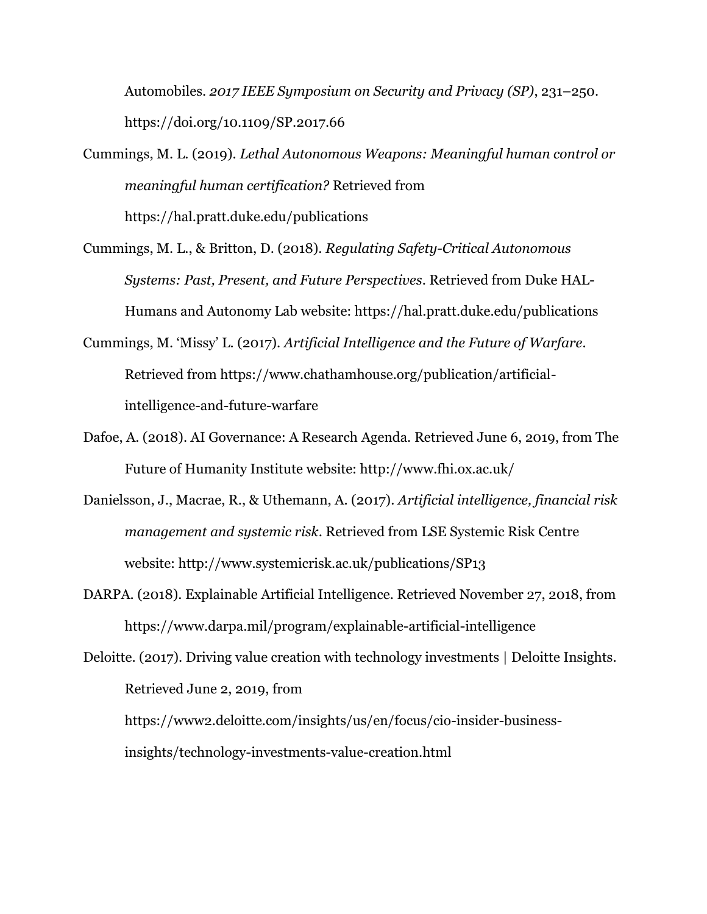Automobiles. *2017 IEEE Symposium on Security and Privacy (SP)*, 231–250. https://doi.org/10.1109/SP.2017.66

Cummings, M. L. (2019). *Lethal Autonomous Weapons: Meaningful human control or meaningful human certification?* Retrieved from https://hal.pratt.duke.edu/publications

Cummings, M. L., & Britton, D. (2018). *Regulating Safety-Critical Autonomous Systems: Past, Present, and Future Perspectives*. Retrieved from Duke HAL-Humans and Autonomy Lab website: https://hal.pratt.duke.edu/publications

Cummings, M. 'Missy' L. (2017). *Artificial Intelligence and the Future of Warfare*. Retrieved from https://www.chathamhouse.org/publication/artificial-intelligence-and-future-warfare

Dafoe, A. (2018). AI Governance: A Research Agenda. Retrieved June 6, 2019, from The Future of Humanity Institute website: http://www.fhi.ox.ac.uk/

Danielsson, J., Macrae, R., & Uthemann, A. (2017). *Artificial intelligence, financial risk management and systemic risk*. Retrieved from LSE Systemic Risk Centre website: http://www.systemicrisk.ac.uk/publications/SP13

DARPA. (2018). Explainable Artificial Intelligence. Retrieved November 27, 2018, from https://www.darpa.mil/program/explainable-artificial-intelligence

Deloitte. (2017). Driving value creation with technology investments | Deloitte Insights. Retrieved June 2, 2019, from https://www2.deloitte.com/insights/us/en/focus/cio-insider-business-insights/technology-investments-value-creation.html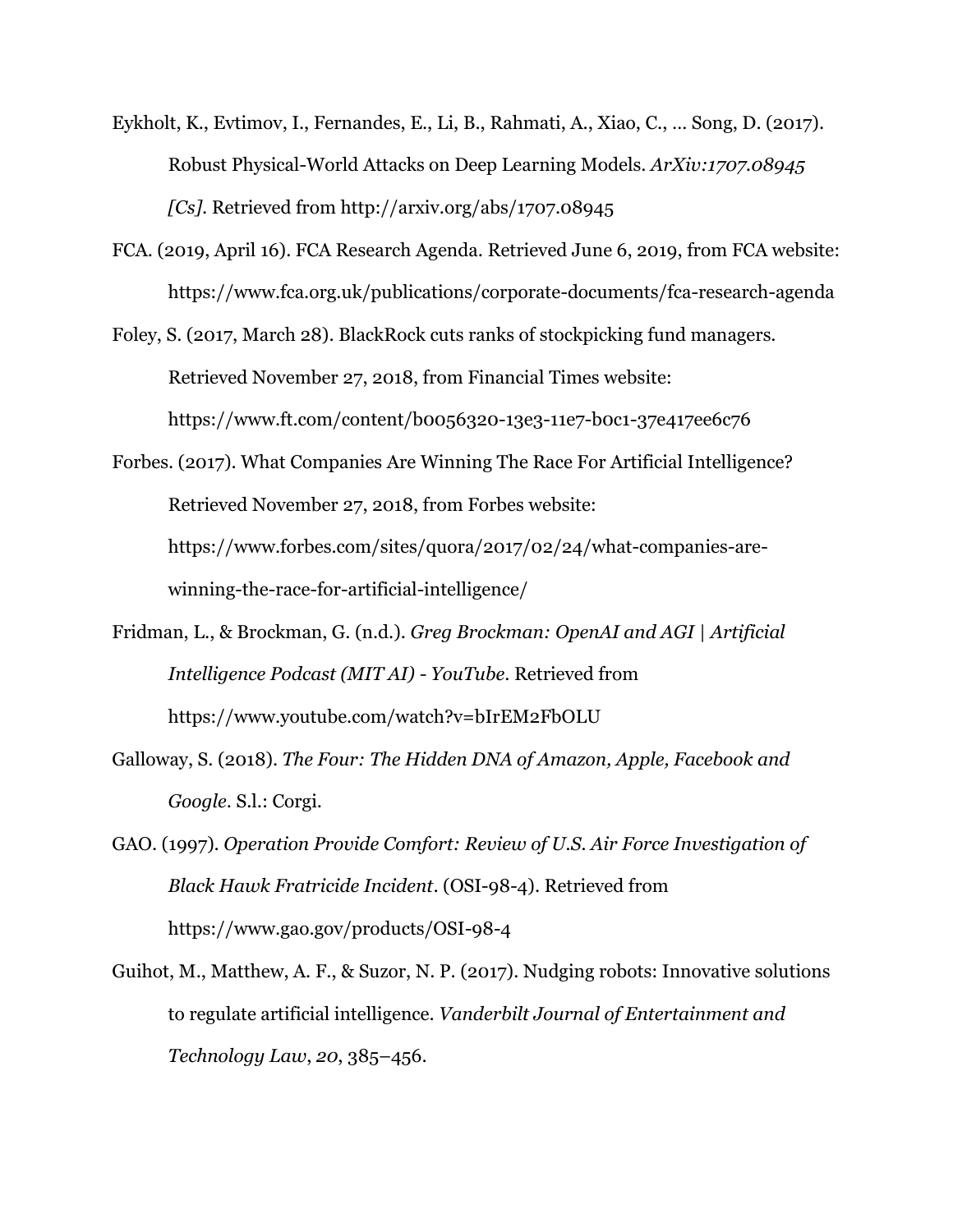Eykholt, K., Evtimov, I., Fernandes, E., Li, B., Rahmati, A., Xiao, C., … Song, D. (2017). Robust Physical-World Attacks on Deep Learning Models. *ArXiv:1707.08945 [Cs]*. Retrieved from http://arxiv.org/abs/1707.08945

FCA. (2019, April 16). FCA Research Agenda. Retrieved June 6, 2019, from FCA website: https://www.fca.org.uk/publications/corporate-documents/fca-research-agenda

Foley, S. (2017, March 28). BlackRock cuts ranks of stockpicking fund managers. Retrieved November 27, 2018, from Financial Times website: https://www.ft.com/content/b0056320-13e3-11e7-b0c1-37e417ee6c76

Forbes. (2017). What Companies Are Winning The Race For Artificial Intelligence? Retrieved November 27, 2018, from Forbes website: https://www.forbes.com/sites/quora/2017/02/24/what-companies-are-winning-the-race-for-artificial-intelligence/

Fridman, L., & Brockman, G. (n.d.). *Greg Brockman: OpenAI and AGI | Artificial Intelligence Podcast (MIT AI) - YouTube*. Retrieved from https://www.youtube.com/watch?v=bIrEM2FbOLU

Galloway, S. (2018). *The Four: The Hidden DNA of Amazon, Apple, Facebook and Google*. S.l.: Corgi.

GAO. (1997). *Operation Provide Comfort: Review of U.S. Air Force Investigation of Black Hawk Fratricide Incident*. (OSI-98-4). Retrieved from https://www.gao.gov/products/OSI-98-4

Guihot, M., Matthew, A. F., & Suzor, N. P. (2017). Nudging robots: Innovative solutions to regulate artificial intelligence. *Vanderbilt Journal of Entertainment and Technology Law*, *20*, 385–456.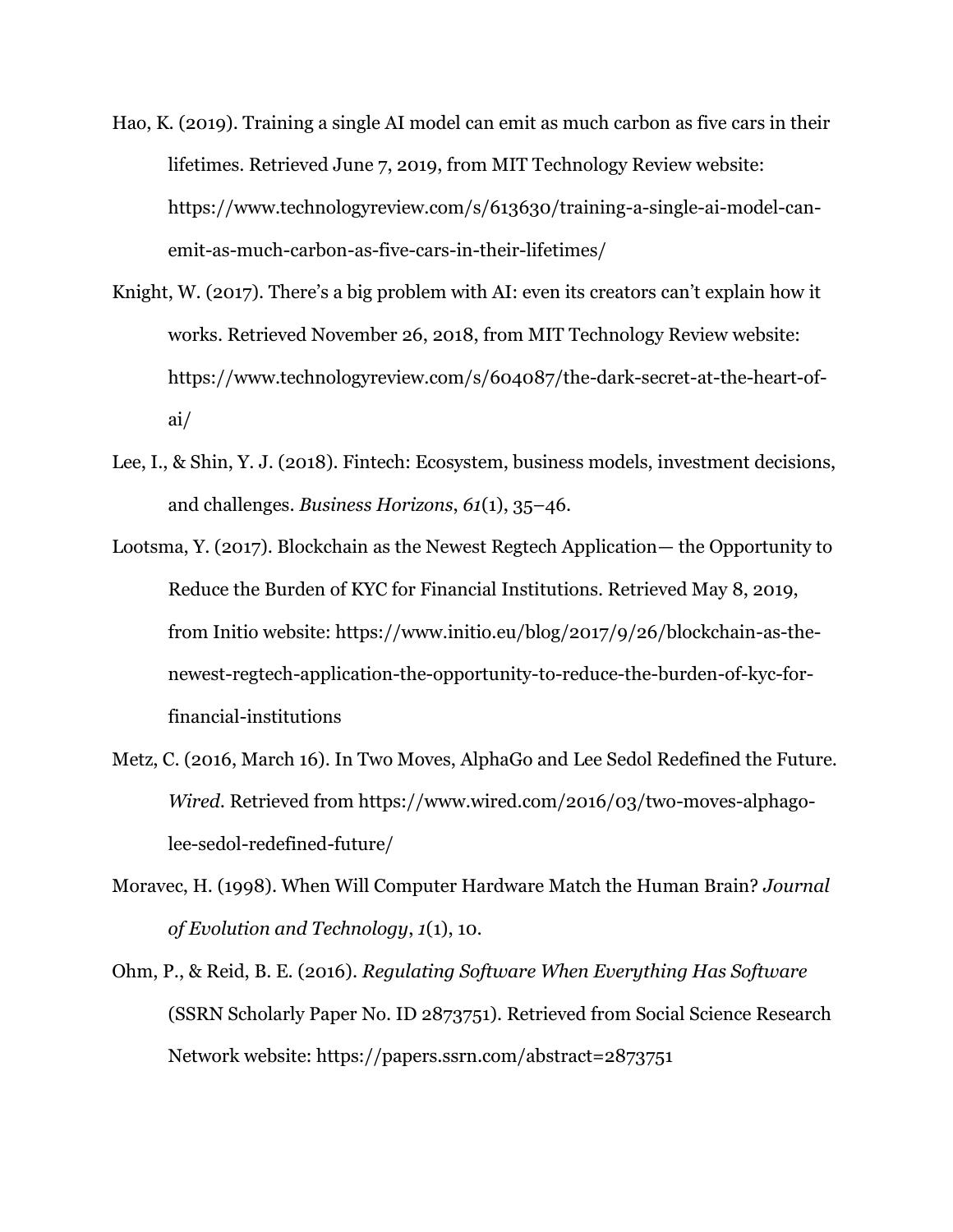Hao, K. (2019). Training a single AI model can emit as much carbon as five cars in their lifetimes. Retrieved June 7, 2019, from MIT Technology Review website: https://www.technologyreview.com/s/613630/training-a-single-ai-model-can-emit-as-much-carbon-as-five-cars-in-their-lifetimes/

Knight, W. (2017). There's a big problem with AI: even its creators can't explain how it works. Retrieved November 26, 2018, from MIT Technology Review website: https://www.technologyreview.com/s/604087/the-dark-secret-at-the-heart-of-ai/

Lee, I., & Shin, Y. J. (2018). Fintech: Ecosystem, business models, investment decisions, and challenges. *Business Horizons*, *61*(1), 35–46.

Lootsma, Y. (2017). Blockchain as the Newest Regtech Application— the Opportunity to Reduce the Burden of KYC for Financial Institutions. Retrieved May 8, 2019, from Initio website: https://www.initio.eu/blog/2017/9/26/blockchain-as-the-newest-regtech-application-the-opportunity-to-reduce-the-burden-of-kyc-for-financial-institutions

Metz, C. (2016, March 16). In Two Moves, AlphaGo and Lee Sedol Redefined the Future. *Wired*. Retrieved from https://www.wired.com/2016/03/two-moves-alphago-lee-sedol-redefined-future/

Moravec, H. (1998). When Will Computer Hardware Match the Human Brain? *Journal of Evolution and Technology*, *1*(1), 10.

Ohm, P., & Reid, B. E. (2016). *Regulating Software When Everything Has Software* (SSRN Scholarly Paper No. ID 2873751). Retrieved from Social Science Research Network website: https://papers.ssrn.com/abstract=2873751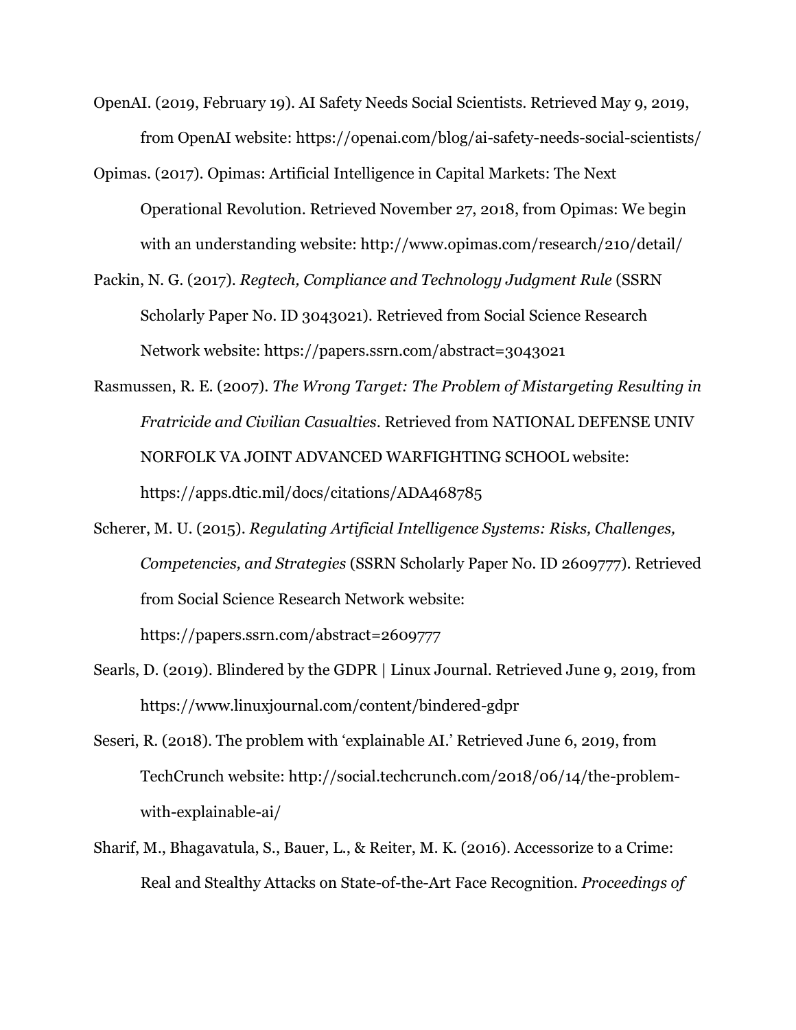OpenAI. (2019, February 19). AI Safety Needs Social Scientists. Retrieved May 9, 2019, from OpenAI website: https://openai.com/blog/ai-safety-needs-social-scientists/

Opimas. (2017). Opimas: Artificial Intelligence in Capital Markets: The Next Operational Revolution. Retrieved November 27, 2018, from Opimas: We begin with an understanding website: http://www.opimas.com/research/210/detail/

Packin, N. G. (2017). *Regtech, Compliance and Technology Judgment Rule* (SSRN Scholarly Paper No. ID 3043021). Retrieved from Social Science Research Network website: https://papers.ssrn.com/abstract=3043021

Rasmussen, R. E. (2007). *The Wrong Target: The Problem of Mistargeting Resulting in Fratricide and Civilian Casualties*. Retrieved from NATIONAL DEFENSE UNIV NORFOLK VA JOINT ADVANCED WARFIGHTING SCHOOL website: https://apps.dtic.mil/docs/citations/ADA468785

Scherer, M. U. (2015). *Regulating Artificial Intelligence Systems: Risks, Challenges, Competencies, and Strategies* (SSRN Scholarly Paper No. ID 2609777). Retrieved from Social Science Research Network website: https://papers.ssrn.com/abstract=2609777

Searls, D. (2019). Blindered by the GDPR | Linux Journal. Retrieved June 9, 2019, from https://www.linuxjournal.com/content/bindered-gdpr

Seseri, R. (2018). The problem with 'explainable AI.' Retrieved June 6, 2019, from TechCrunch website: http://social.techcrunch.com/2018/06/14/the-problem-with-explainable-ai/

Sharif, M., Bhagavatula, S., Bauer, L., & Reiter, M. K. (2016). Accessorize to a Crime: Real and Stealthy Attacks on State-of-the-Art Face Recognition. *Proceedings of*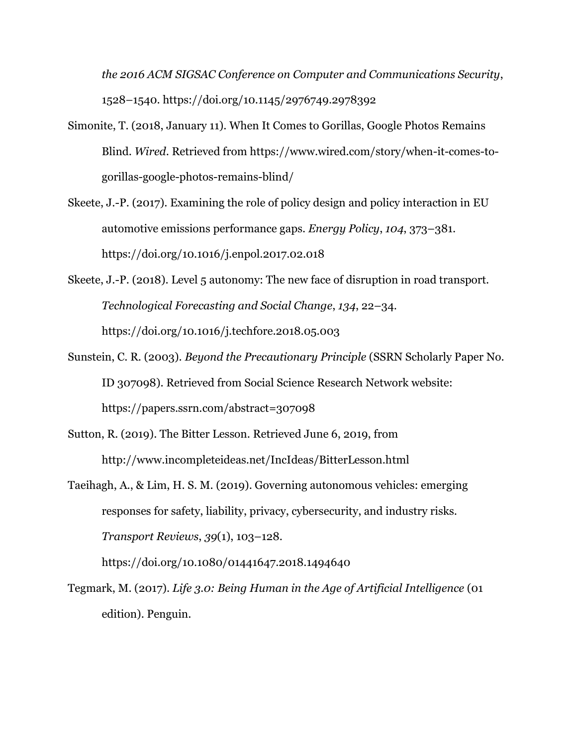*the 2016 ACM SIGSAC Conference on Computer and Communications Security*, 1528–1540. https://doi.org/10.1145/2976749.2978392

Simonite, T. (2018, January 11). When It Comes to Gorillas, Google Photos Remains Blind. *Wired*. Retrieved from https://www.wired.com/story/when-it-comes-to-gorillas-google-photos-remains-blind/

Skeete, J.-P. (2017). Examining the role of policy design and policy interaction in EU automotive emissions performance gaps. *Energy Policy*, *104*, 373–381. https://doi.org/10.1016/j.enpol.2017.02.018

Skeete, J.-P. (2018). Level 5 autonomy: The new face of disruption in road transport. *Technological Forecasting and Social Change*, *134*, 22–34. https://doi.org/10.1016/j.techfore.2018.05.003

Sunstein, C. R. (2003). *Beyond the Precautionary Principle* (SSRN Scholarly Paper No. ID 307098). Retrieved from Social Science Research Network website: https://papers.ssrn.com/abstract=307098

Sutton, R. (2019). The Bitter Lesson. Retrieved June 6, 2019, from http://www.incompleteideas.net/IncIdeas/BitterLesson.html

Taeihagh, A., & Lim, H. S. M. (2019). Governing autonomous vehicles: emerging responses for safety, liability, privacy, cybersecurity, and industry risks. *Transport Reviews*, *39*(1), 103–128. https://doi.org/10.1080/01441647.2018.1494640

Tegmark, M. (2017). *Life 3.0: Being Human in the Age of Artificial Intelligence* (01 edition). Penguin.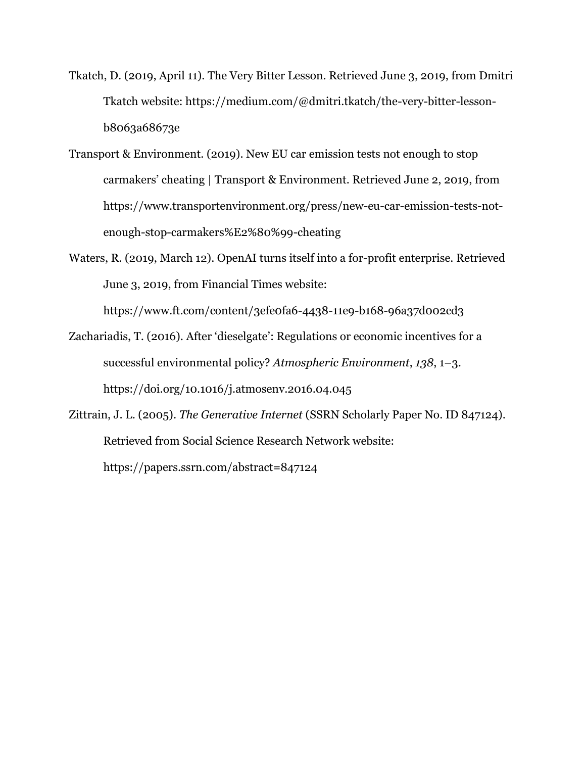Tkatch, D. (2019, April 11). The Very Bitter Lesson. Retrieved June 3, 2019, from Dmitri Tkatch website: https://medium.com/@dmitri.tkatch/the-very-bitter-lesson-b8063a68673e

Transport & Environment. (2019). New EU car emission tests not enough to stop carmakers' cheating | Transport & Environment. Retrieved June 2, 2019, from https://www.transportenvironment.org/press/new-eu-car-emission-tests-not-enough-stop-carmakers%E2%80%99-cheating

Waters, R. (2019, March 12). OpenAI turns itself into a for-profit enterprise. Retrieved June 3, 2019, from Financial Times website: https://www.ft.com/content/3efe0fa6-4438-11e9-b168-96a37d002cd3

Zachariadis, T. (2016). After 'dieselgate': Regulations or economic incentives for a successful environmental policy? *Atmospheric Environment*, *138*, 1–3. https://doi.org/10.1016/j.atmosenv.2016.04.045

Zittrain, J. L. (2005). *The Generative Internet* (SSRN Scholarly Paper No. ID 847124). Retrieved from Social Science Research Network website: https://papers.ssrn.com/abstract=847124